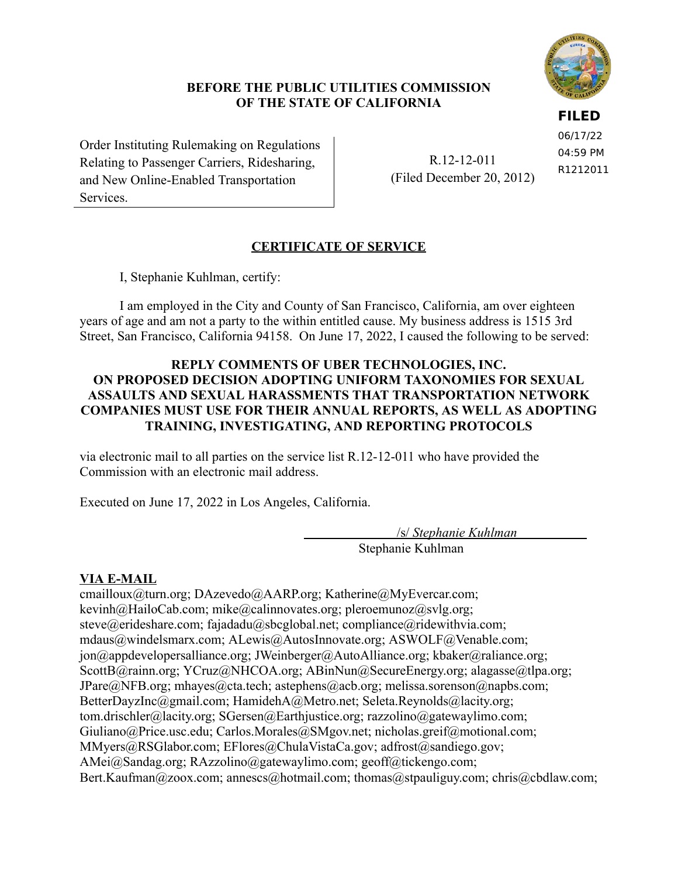**BEFORE THE PUBLIC UTILITIES COMMISSION OF THE STATE OF CALIFORNIA**

**FILED**
06/17/22
04:59 PM
R1212011

| Order Instituting Rulemaking on Regulations Relating to Passenger Carriers, Ridesharing, and New Online-Enabled Transportation Services. | R.12-12-011 (Filed December 20, 2012) |
|---|---|

## CERTIFICATE OF SERVICE

I, Stephanie Kuhlman, certify:

I am employed in the City and County of San Francisco, California, am over eighteen years of age and am not a party to the within entitled cause. My business address is 1515 3rd Street, San Francisco, California 94158. On June 17, 2022, I caused the following to be served:

**REPLY COMMENTS OF UBER TECHNOLOGIES, INC. ON PROPOSED DECISION ADOPTING UNIFORM TAXONOMIES FOR SEXUAL ASSAULTS AND SEXUAL HARASSMENTS THAT TRANSPORTATION NETWORK COMPANIES MUST USE FOR THEIR ANNUAL REPORTS, AS WELL AS ADOPTING TRAINING, INVESTIGATING, AND REPORTING PROTOCOLS**

via electronic mail to all parties on the service list R.12-12-011 who have provided the Commission with an electronic mail address.

Executed on June 17, 2022 in Los Angeles, California.

/s/ *Stephanie Kuhlman*
Stephanie Kuhlman

**VIA E-MAIL**

cmailloux@turn.org; DAzevedo@AARP.org; Katherine@MyEvercar.com; kevinh@HailoCab.com; mike@calinnovates.org; pleroemunoz@svlg.org; steve@erideshare.com; fajadadu@sbcglobal.net; compliance@ridewithvia.com; mdaus@windelsmarx.com; ALewis@AutosInnovate.org; ASWOLF@Venable.com; jon@appdevelopersalliance.org; JWeinberger@AutoAlliance.org; kbaker@raliance.org; ScottB@rainn.org; YCruz@NHCOA.org; ABinNun@SecureEnergy.org; alagasse@tlpa.org; JPare@NFB.org; mhayes@cta.tech; astephens@acb.org; melissa.sorenson@napbs.com; BetterDayzInc@gmail.com; HamidehA@Metro.net; Seleta.Reynolds@lacity.org; tom.drischler@lacity.org; SGersen@Earthjustice.org; razzolino@gatewaylimo.com; Giuliano@Price.usc.edu; Carlos.Morales@SMgov.net; nicholas.greif@motional.com; MMyers@RSGlabor.com; EFlores@ChulaVistaCa.gov; adfrost@sandiego.gov; AMei@Sandag.org; RAzzolino@gatewaylimo.com; geoff@tickengo.com; Bert.Kaufman@zoox.com; annescs@hotmail.com; thomas@stpauliguy.com; chris@cbdlaw.com;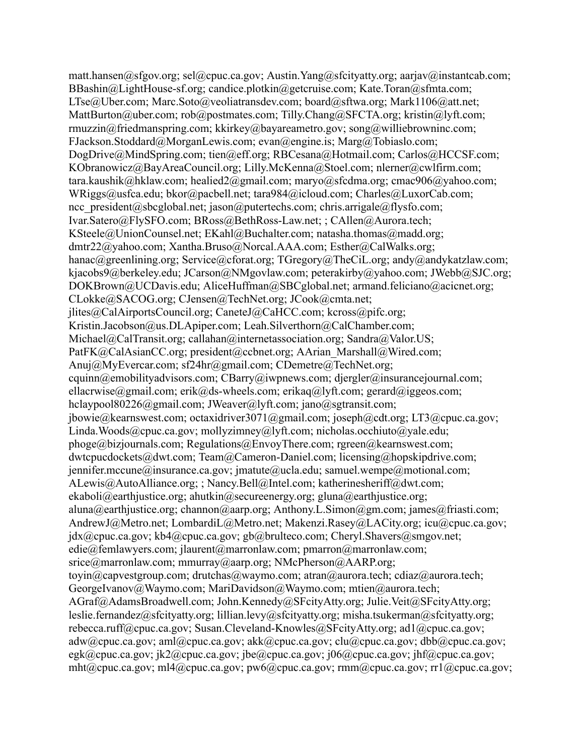matt.hansen@sfgov.org; sel@cpuc.ca.gov; Austin.Yang@sfcityatty.org; aarjav@instantcab.com; BBashin@LightHouse-sf.org; candice.plotkin@getcruise.com; Kate.Toran@sfmta.com; LTse@Uber.com; Marc.Soto@veoliatransdev.com; board@sftwa.org; Mark1106@att.net; MattBurton@uber.com; rob@postmates.com; Tilly.Chang@SFCTA.org; kristin@lyft.com; rmuzzin@friedmanspring.com; kkirkey@bayareametro.gov; song@williebrowninc.com; FJackson.Stoddard@MorganLewis.com; evan@engine.is; Marg@Tobiaslo.com; DogDrive@MindSpring.com; tien@eff.org; RBCesana@Hotmail.com; Carlos@HCCSF.com; KObranowicz@BayAreaCouncil.org; Lilly.McKenna@Stoel.com; nlerner@cwlfirm.com; tara.kaushik@hklaw.com; healied2@gmail.com; maryo@sfcdma.org; cmac906@yahoo.com; WRiggs@usfca.edu; bkor@pacbell.net; tara984@icloud.com; Charles@LuxorCab.com; ncc_president@sbcglobal.net; jason@putertechs.com; chris.arrigale@flysfo.com; Ivar.Satero@FlySFO.com; BRoss@BethRoss-Law.net; ; CAllen@Aurora.tech; KSteele@UnionCounsel.net; EKahl@Buchalter.com; natasha.thomas@madd.org; dmtr22@yahoo.com; Xantha.Bruso@Norcal.AAA.com; Esther@CalWalks.org; hanac@greenlining.org; Service@cforat.org; TGregory@TheCiL.org; andy@andykatzlaw.com; kjacobs9@berkeley.edu; JCarson@NMgovlaw.com; peterakirby@yahoo.com; JWebb@SJC.org; DOKBrown@UCDavis.edu; AliceHuffman@SBCglobal.net; armand.feliciano@acicnet.org; CLokke@SACOG.org; CJensen@TechNet.org; JCook@cmta.net; jlites@CalAirportsCouncil.org; CaneteJ@CaHCC.com; kcross@pifc.org; Kristin.Jacobson@us.DLApiper.com; Leah.Silverthorn@CalChamber.com; Michael@CalTransit.org; callahan@internetassociation.org; Sandra@Valor.US; PatFK@CalAsianCC.org; president@ccbnet.org; AArian_Marshall@Wired.com; Anuj@MyEvercar.com; sf24hr@gmail.com; CDemetre@TechNet.org; cquinn@emobilityadvisors.com; CBarry@iwpnews.com; djergler@insurancejournal.com; ellacrwise@gmail.com; erik@ds-wheels.com; erikaq@lyft.com; gerard@iggeos.com; hclaypool80226@gmail.com; JWeaver@lyft.com; jano@sgtransit.com; jbowie@kearnswest.com; octaxidriver3071@gmail.com; joseph@cdt.org; LT3@cpuc.ca.gov; Linda.Woods@cpuc.ca.gov; mollyzimney@lyft.com; nicholas.occhiuto@yale.edu; phoge@bizjournals.com; Regulations@EnvoyThere.com; rgreen@kearnswest.com; dwtcpucdockets@dwt.com; Team@Cameron-Daniel.com; licensing@hopskipdrive.com; jennifer.mccune@insurance.ca.gov; jmatute@ucla.edu; samuel.wempe@motional.com; ALewis@AutoAlliance.org; ; Nancy.Bell@Intel.com; katherinesheriff@dwt.com; ekaboli@earthjustice.org; ahutkin@secureenergy.org; gluna@earthjustice.org; aluna@earthjustice.org; channon@aarp.org; Anthony.L.Simon@gm.com; james@friasti.com; AndrewJ@Metro.net; LombardiL@Metro.net; Makenzi.Rasey@LACity.org; icu@cpuc.ca.gov; jdx@cpuc.ca.gov; kb4@cpuc.ca.gov; gb@brulteco.com; Cheryl.Shavers@smgov.net; edie@femlawyers.com; jlaurent@marronlaw.com; pmarron@marronlaw.com; srice@marronlaw.com; mmurray@aarp.org; NMcPherson@AARP.org; toyin@capvestgroup.com; drutchas@waymo.com; atran@aurora.tech; cdiaz@aurora.tech; GeorgeIvanov@Waymo.com; MariDavidson@Waymo.com; mtien@aurora.tech; AGraf@AdamsBroadwell.com; John.Kennedy@SFcityAtty.org; Julie.Veit@SFcityAtty.org; leslie.fernandez@sfcityatty.org; lillian.levy@sfcityatty.org; misha.tsukerman@sfcityatty.org; rebecca.ruff@cpuc.ca.gov; Susan.Cleveland-Knowles@SFcityAtty.org; ad1@cpuc.ca.gov; adw@cpuc.ca.gov; aml@cpuc.ca.gov; akk@cpuc.ca.gov; clu@cpuc.ca.gov; dbb@cpuc.ca.gov; egk@cpuc.ca.gov; jk2@cpuc.ca.gov; jbe@cpuc.ca.gov; j06@cpuc.ca.gov; jhf@cpuc.ca.gov; mht@cpuc.ca.gov; ml4@cpuc.ca.gov; pw6@cpuc.ca.gov; rmm@cpuc.ca.gov; rr1@cpuc.ca.gov;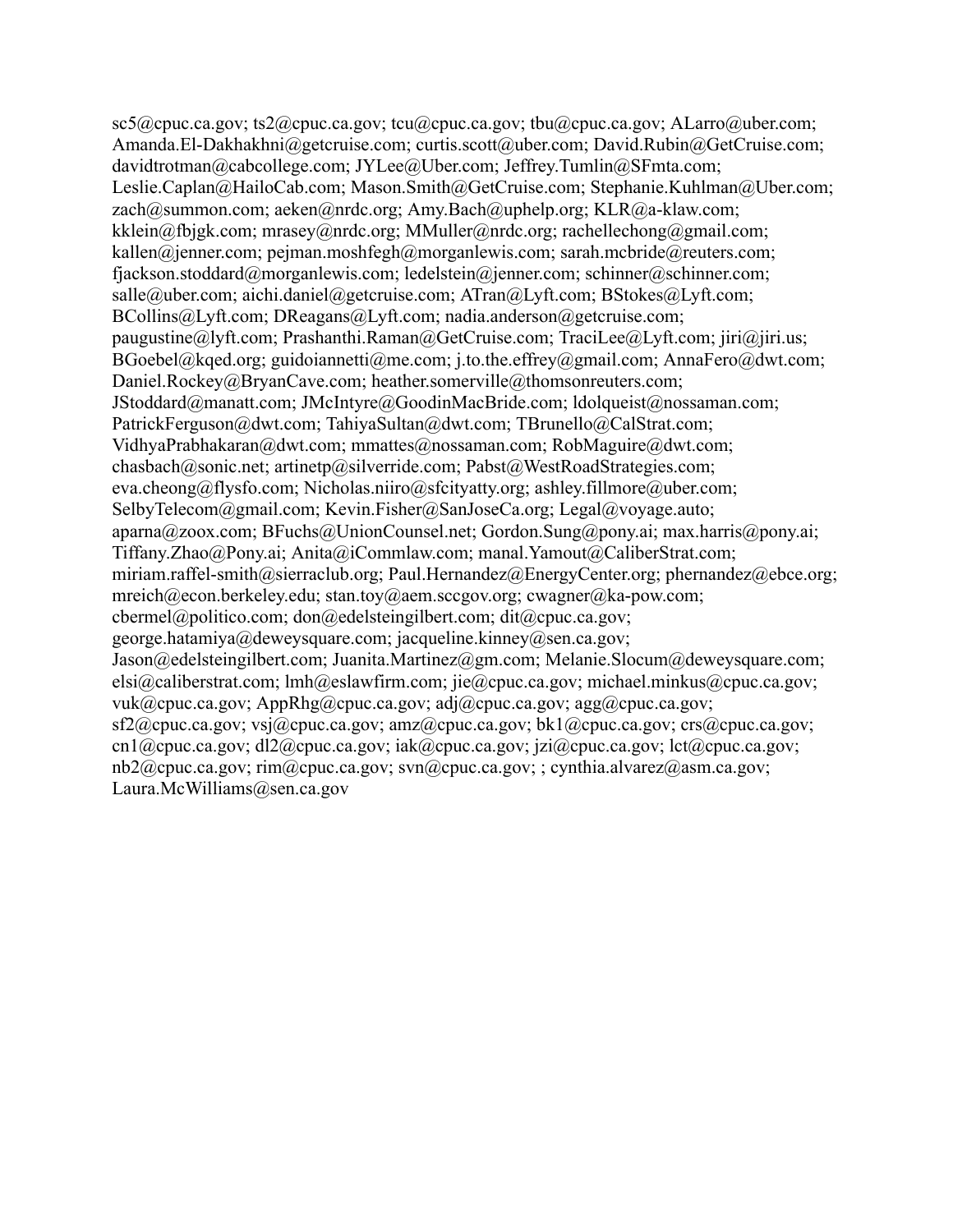sc5@cpuc.ca.gov; ts2@cpuc.ca.gov; tcu@cpuc.ca.gov; tbu@cpuc.ca.gov; ALarro@uber.com; Amanda.El-Dakhakhni@getcruise.com; curtis.scott@uber.com; David.Rubin@GetCruise.com; davidtrotman@cabcollege.com; JYLee@Uber.com; Jeffrey.Tumlin@SFmta.com; Leslie.Caplan@HailoCab.com; Mason.Smith@GetCruise.com; Stephanie.Kuhlman@Uber.com; zach@summon.com; aeken@nrdc.org; Amy.Bach@uphelp.org; KLR@a-klaw.com; kklein@fbjgk.com; mrasey@nrdc.org; MMuller@nrdc.org; rachellechong@gmail.com; kallen@jenner.com; pejman.moshfegh@morganlewis.com; sarah.mcbride@reuters.com; fjackson.stoddard@morganlewis.com; ledelstein@jenner.com; schinner@schinner.com; salle@uber.com; aichi.daniel@getcruise.com; ATran@Lyft.com; BStokes@Lyft.com; BCollins@Lyft.com; DReagans@Lyft.com; nadia.anderson@getcruise.com; paugustine@lyft.com; Prashanthi.Raman@GetCruise.com; TraciLee@Lyft.com; jiri@jiri.us; BGoebel@kqed.org; guidoiannetti@me.com; j.to.the.effrey@gmail.com; AnnaFero@dwt.com; Daniel.Rockey@BryanCave.com; heather.somerville@thomsonreuters.com; JStoddard@manatt.com; JMcIntyre@GoodinMacBride.com; ldolqueist@nossaman.com; PatrickFerguson@dwt.com; TahiyaSultan@dwt.com; TBrunello@CalStrat.com; VidhyaPrabhakaran@dwt.com; mmattes@nossaman.com; RobMaguire@dwt.com; chasbach@sonic.net; artinetp@silverride.com; Pabst@WestRoadStrategies.com; eva.cheong@flysfo.com; Nicholas.niiro@sfcityatty.org; ashley.fillmore@uber.com; SelbyTelecom@gmail.com; Kevin.Fisher@SanJoseCa.org; Legal@voyage.auto; aparna@zoox.com; BFuchs@UnionCounsel.net; Gordon.Sung@pony.ai; max.harris@pony.ai; Tiffany.Zhao@Pony.ai; Anita@iCommlaw.com; manal.Yamout@CaliberStrat.com; miriam.raffel-smith@sierraclub.org; Paul.Hernandez@EnergyCenter.org; phernandez@ebce.org; mreich@econ.berkeley.edu; stan.toy@aem.sccgov.org; cwagner@ka-pow.com; cbermel@politico.com; don@edelsteingilbert.com; dit@cpuc.ca.gov; george.hatamiya@deweysquare.com; jacqueline.kinney@sen.ca.gov; Jason@edelsteingilbert.com; Juanita.Martinez@gm.com; Melanie.Slocum@deweysquare.com; elsi@caliberstrat.com; lmh@eslawfirm.com; jie@cpuc.ca.gov; michael.minkus@cpuc.ca.gov; vuk@cpuc.ca.gov; AppRhg@cpuc.ca.gov; adj@cpuc.ca.gov; agg@cpuc.ca.gov; sf2@cpuc.ca.gov; vsj@cpuc.ca.gov; amz@cpuc.ca.gov; bk1@cpuc.ca.gov; crs@cpuc.ca.gov; cn1@cpuc.ca.gov; dl2@cpuc.ca.gov; iak@cpuc.ca.gov; jzi@cpuc.ca.gov; lct@cpuc.ca.gov; nb2@cpuc.ca.gov; rim@cpuc.ca.gov; svn@cpuc.ca.gov; ; cynthia.alvarez@asm.ca.gov; Laura.McWilliams@sen.ca.gov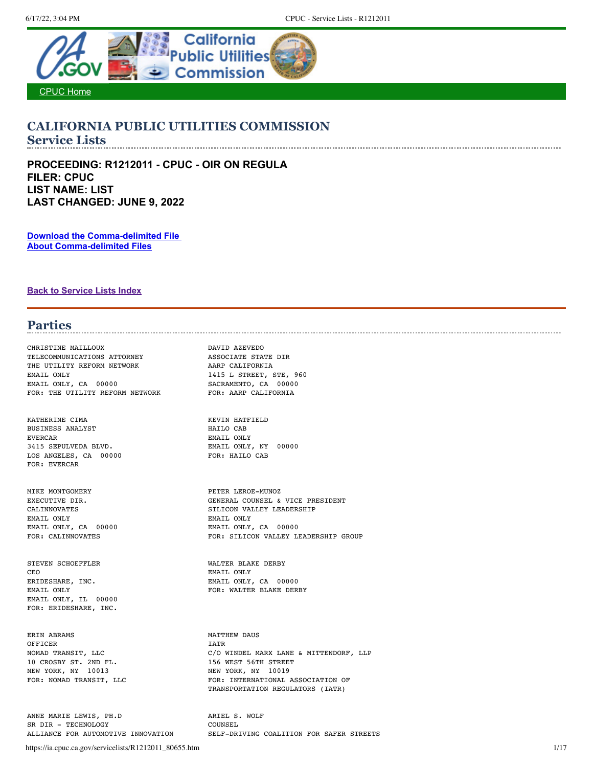# CALIFORNIA PUBLIC UTILITIES COMMISSION
## Service Lists

**PROCEEDING: R1212011 - CPUC - OIR ON REGULA**
**FILER: CPUC**
**LIST NAME: LIST**
**LAST CHANGED: JUNE 9, 2022**

[Download the Comma-delimited File](#)
[About Comma-delimited Files](#)

[Back to Service Lists Index](#)

## Parties

```
CHRISTINE MAILLOUX
TELECOMMUNICATIONS ATTORNEY
THE UTILITY REFORM NETWORK
EMAIL ONLY
EMAIL ONLY, CA  00000
FOR: THE UTILITY REFORM NETWORK

DAVID AZEVEDO
ASSOCIATE STATE DIR
AARP CALIFORNIA
1415 L STREET, STE, 960
SACRAMENTO, CA  00000
FOR: AARP CALIFORNIA

KATHERINE CIMA
BUSINESS ANALYST
EVERCAR
3415 SEPULVEDA BLVD.
LOS ANGELES, CA  00000
FOR: EVERCAR

KEVIN HATFIELD
HAILO CAB
EMAIL ONLY
EMAIL ONLY, NY  00000
FOR: HAILO CAB

MIKE MONTGOMERY
EXECUTIVE DIR.
CALINNOVATES
EMAIL ONLY
EMAIL ONLY, CA  00000
FOR: CALINNOVATES

PETER LEROE-MUNOZ
GENERAL COUNSEL & VICE PRESIDENT
SILICON VALLEY LEADERSHIP
EMAIL ONLY
EMAIL ONLY, CA  00000
FOR: SILICON VALLEY LEADERSHIP GROUP

STEVEN SCHOEFFLER
CEO
ERIDESHARE, INC.
EMAIL ONLY
EMAIL ONLY, IL  00000
FOR: ERIDESHARE, INC.

WALTER BLAKE DERBY
EMAIL ONLY
EMAIL ONLY, CA  00000
FOR: WALTER BLAKE DERBY

ERIN ABRAMS
OFFICER
NOMAD TRANSIT, LLC
10 CROSBY ST. 2ND FL.
NEW YORK, NY  10013
FOR: NOMAD TRANSIT, LLC

MATTHEW DAUS
IATR
C/O WINDEL MARX LANE & MITTENDORF, LLP
156 WEST 56TH STREET
NEW YORK, NY  10019
FOR: INTERNATIONAL ASSOCIATION OF
TRANSPORTATION REGULATORS (IATR)

ANNE MARIE LEWIS, PH.D
SR DIR - TECHNOLOGY
ALLIANCE FOR AUTOMOTIVE INNOVATION

ARIEL S. WOLF
COUNSEL
SELF-DRIVING COALITION FOR SAFER STREETS
```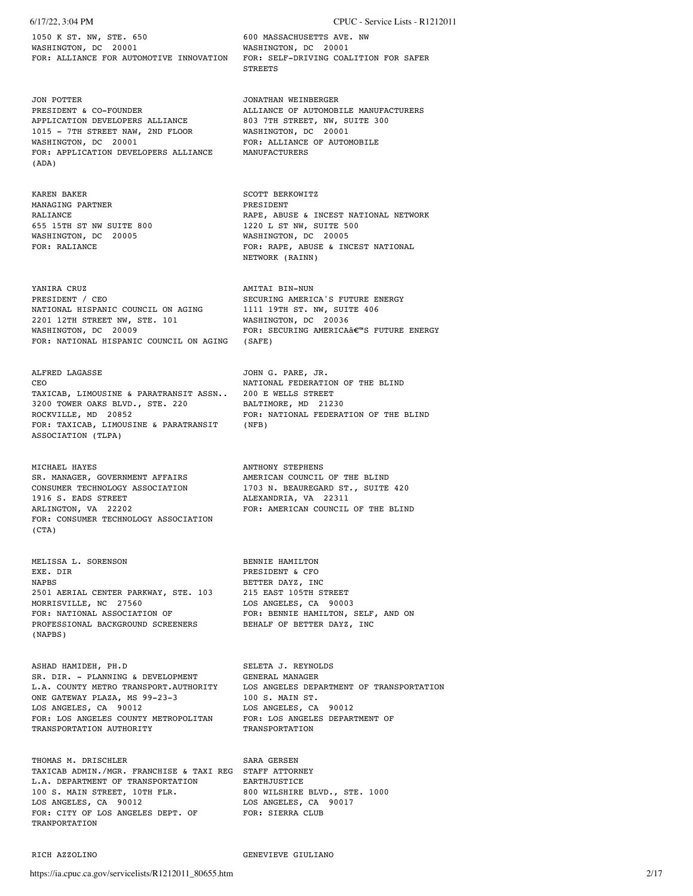1050 K ST. NW, STE. 650
WASHINGTON, DC 20001
FOR: ALLIANCE FOR AUTOMOTIVE INNOVATION

600 MASSACHUSETTS AVE. NW
WASHINGTON, DC 20001
FOR: SELF-DRIVING COALITION FOR SAFER STREETS

JON POTTER
PRESIDENT & CO-FOUNDER
APPLICATION DEVELOPERS ALLIANCE
1015 - 7TH STREET NAW, 2ND FLOOR
WASHINGTON, DC 20001
FOR: APPLICATION DEVELOPERS ALLIANCE (ADA)

JONATHAN WEINBERGER
ALLIANCE OF AUTOMOBILE MANUFACTURERS
803 7TH STREET, NW, SUITE 300
WASHINGTON, DC 20001
FOR: ALLIANCE OF AUTOMOBILE MANUFACTURERS

KAREN BAKER
MANAGING PARTNER
RALIANCE
655 15TH ST NW SUITE 800
WASHINGTON, DC 20005
FOR: RALIANCE

SCOTT BERKOWITZ
PRESIDENT
RAPE, ABUSE & INCEST NATIONAL NETWORK
1220 L ST NW, SUITE 500
WASHINGTON, DC 20005
FOR: RAPE, ABUSE & INCEST NATIONAL NETWORK (RAINN)

YANIRA CRUZ
PRESIDENT / CEO
NATIONAL HISPANIC COUNCIL ON AGING
2201 12TH STREET NW, STE. 101
WASHINGTON, DC 20009
FOR: NATIONAL HISPANIC COUNCIL ON AGING

AMITAI BIN-NUN
SECURING AMERICA'S FUTURE ENERGY
1111 19TH ST. NW, SUITE 406
WASHINGTON, DC 20036
FOR: SECURING AMERICAâ€™S FUTURE ENERGY (SAFE)

ALFRED LAGASSE
CEO
TAXICAB, LIMOUSINE & PARATRANSIT ASSN..
3200 TOWER OAKS BLVD., STE. 220
ROCKVILLE, MD 20852
FOR: TAXICAB, LIMOUSINE & PARATRANSIT ASSOCIATION (TLPA)

JOHN G. PARE, JR.
NATIONAL FEDERATION OF THE BLIND
200 E WELLS STREET
BALTIMORE, MD 21230
FOR: NATIONAL FEDERATION OF THE BLIND (NFB)

MICHAEL HAYES
SR. MANAGER, GOVERNMENT AFFAIRS
CONSUMER TECHNOLOGY ASSOCIATION
1916 S. EADS STREET
ARLINGTON, VA 22202
FOR: CONSUMER TECHNOLOGY ASSOCIATION (CTA)

ANTHONY STEPHENS
AMERICAN COUNCIL OF THE BLIND
1703 N. BEAUREGARD ST., SUITE 420
ALEXANDRIA, VA 22311
FOR: AMERICAN COUNCIL OF THE BLIND

MELISSA L. SORENSON
EXE. DIR
NAPBS
2501 AERIAL CENTER PARKWAY, STE. 103
MORRISVILLE, NC 27560
FOR: NATIONAL ASSOCIATION OF PROFESSIONAL BACKGROUND SCREENERS (NAPBS)

BENNIE HAMILTON
PRESIDENT & CFO
BETTER DAYZ, INC
215 EAST 105TH STREET
LOS ANGELES, CA 90003
FOR: BENNIE HAMILTON, SELF, AND ON BEHALF OF BETTER DAYZ, INC

ASHAD HAMIDEH, PH.D
SR. DIR. - PLANNING & DEVELOPMENT
L.A. COUNTY METRO TRANSPORT.AUTHORITY
ONE GATEWAY PLAZA, MS 99-23-3
LOS ANGELES, CA 90012
FOR: LOS ANGELES COUNTY METROPOLITAN TRANSPORTATION AUTHORITY

SELETA J. REYNOLDS
GENERAL MANAGER
LOS ANGELES DEPARTMENT OF TRANSPORTATION
100 S. MAIN ST.
LOS ANGELES, CA 90012
FOR: LOS ANGELES DEPARTMENT OF TRANSPORTATION

THOMAS M. DRISCHLER
TAXICAB ADMIN./MGR. FRANCHISE & TAXI REG
L.A. DEPARTMENT OF TRANSPORTATION
100 S. MAIN STREET, 10TH FLR.
LOS ANGELES, CA 90012
FOR: CITY OF LOS ANGELES DEPT. OF TRANPORTATION

SARA GERSEN
STAFF ATTORNEY
EARTHJUSTICE
800 WILSHIRE BLVD., STE. 1000
LOS ANGELES, CA 90017
FOR: SIERRA CLUB

RICH AZZOLINO

GENEVIEVE GIULIANO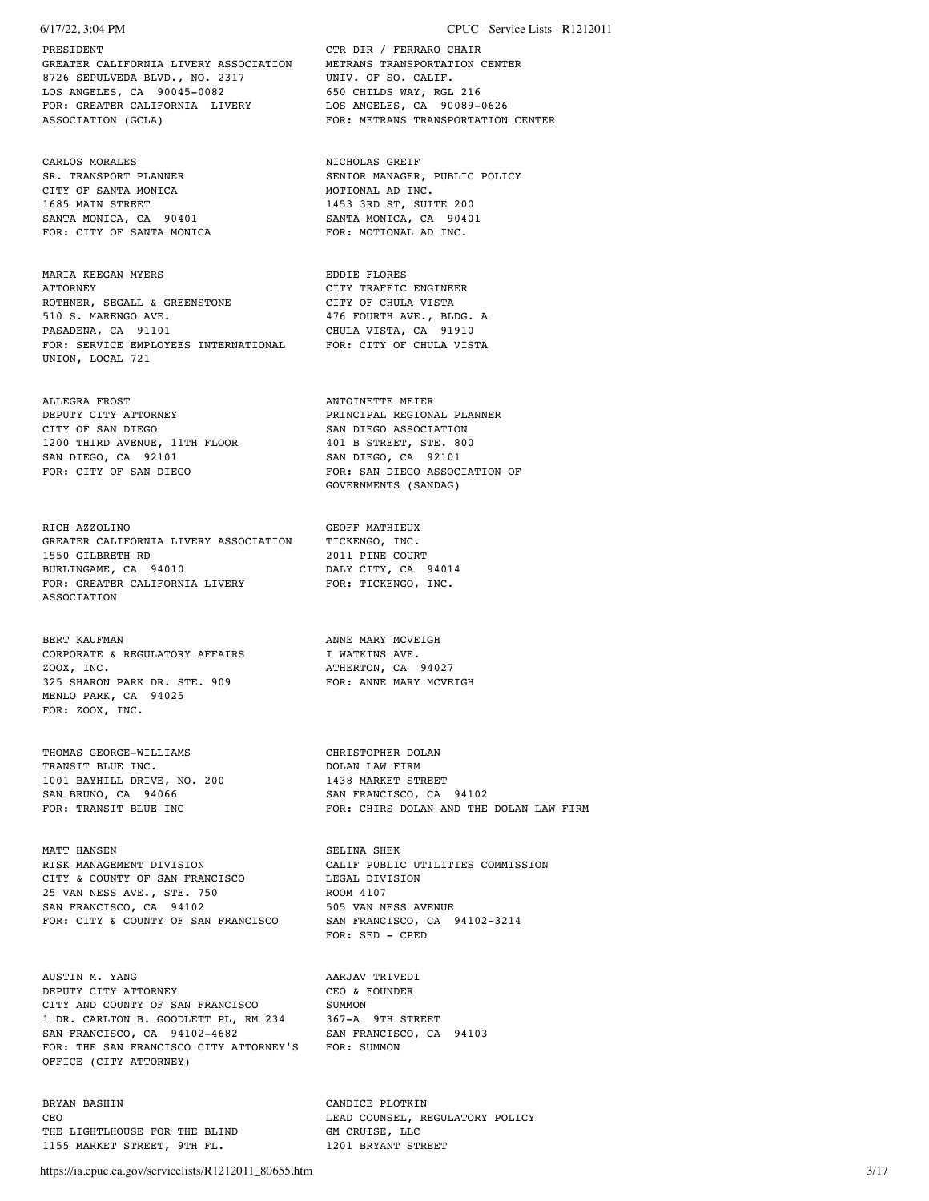PRESIDENT
GREATER CALIFORNIA LIVERY ASSOCIATION
8726 SEPULVEDA BLVD., NO. 2317
LOS ANGELES, CA 90045-0082
FOR: GREATER CALIFORNIA LIVERY ASSOCIATION (GCLA)

CTR DIR / FERRARO CHAIR
METRANS TRANSPORTATION CENTER
UNIV. OF SO. CALIF.
650 CHILDS WAY, RGL 216
LOS ANGELES, CA 90089-0626
FOR: METRANS TRANSPORTATION CENTER

CARLOS MORALES
SR. TRANSPORT PLANNER
CITY OF SANTA MONICA
1685 MAIN STREET
SANTA MONICA, CA 90401
FOR: CITY OF SANTA MONICA

NICHOLAS GREIF
SENIOR MANAGER, PUBLIC POLICY
MOTIONAL AD INC.
1453 3RD ST, SUITE 200
SANTA MONICA, CA 90401
FOR: MOTIONAL AD INC.

MARIA KEEGAN MYERS
ATTORNEY
ROTHNER, SEGALL & GREENSTONE
510 S. MARENGO AVE.
PASADENA, CA 91101
FOR: SERVICE EMPLOYEES INTERNATIONAL UNION, LOCAL 721

EDDIE FLORES
CITY TRAFFIC ENGINEER
CITY OF CHULA VISTA
476 FOURTH AVE., BLDG. A
CHULA VISTA, CA 91910
FOR: CITY OF CHULA VISTA

ALLEGRA FROST
DEPUTY CITY ATTORNEY
CITY OF SAN DIEGO
1200 THIRD AVENUE, 11TH FLOOR
SAN DIEGO, CA 92101
FOR: CITY OF SAN DIEGO

ANTOINETTE MEIER
PRINCIPAL REGIONAL PLANNER
SAN DIEGO ASSOCIATION
401 B STREET, STE. 800
SAN DIEGO, CA 92101
FOR: SAN DIEGO ASSOCIATION OF GOVERNMENTS (SANDAG)

RICH AZZOLINO
GREATER CALIFORNIA LIVERY ASSOCIATION
1550 GILBRETH RD
BURLINGAME, CA 94010
FOR: GREATER CALIFORNIA LIVERY ASSOCIATION

GEOFF MATHIEUX
TICKENGO, INC.
2011 PINE COURT
DALY CITY, CA 94014
FOR: TICKENGO, INC.

BERT KAUFMAN
CORPORATE & REGULATORY AFFAIRS
ZOOX, INC.
325 SHARON PARK DR. STE. 909
MENLO PARK, CA 94025
FOR: ZOOX, INC.

ANNE MARY MCVEIGH
I WATKINS AVE.
ATHERTON, CA 94027
FOR: ANNE MARY MCVEIGH

THOMAS GEORGE-WILLIAMS
TRANSIT BLUE INC.
1001 BAYHILL DRIVE, NO. 200
SAN BRUNO, CA 94066
FOR: TRANSIT BLUE INC

CHRISTOPHER DOLAN
DOLAN LAW FIRM
1438 MARKET STREET
SAN FRANCISCO, CA 94102
FOR: CHIRS DOLAN AND THE DOLAN LAW FIRM

MATT HANSEN
RISK MANAGEMENT DIVISION
CITY & COUNTY OF SAN FRANCISCO
25 VAN NESS AVE., STE. 750
SAN FRANCISCO, CA 94102
FOR: CITY & COUNTY OF SAN FRANCISCO

SELINA SHEK
CALIF PUBLIC UTILITIES COMMISSION
LEGAL DIVISION
ROOM 4107
505 VAN NESS AVENUE
SAN FRANCISCO, CA 94102-3214
FOR: SED - CPED

AUSTIN M. YANG
DEPUTY CITY ATTORNEY
CITY AND COUNTY OF SAN FRANCISCO
1 DR. CARLTON B. GOODLETT PL, RM 234
SAN FRANCISCO, CA 94102-4682
FOR: THE SAN FRANCISCO CITY ATTORNEY'S OFFICE (CITY ATTORNEY)

AARJAV TRIVEDI
CEO & FOUNDER
SUMMON
367-A 9TH STREET
SAN FRANCISCO, CA 94103
FOR: SUMMON

BRYAN BASHIN
CEO
THE LIGHTLHOUSE FOR THE BLIND
1155 MARKET STREET, 9TH FL.

CANDICE PLOTKIN
LEAD COUNSEL, REGULATORY POLICY
GM CRUISE, LLC
1201 BRYANT STREET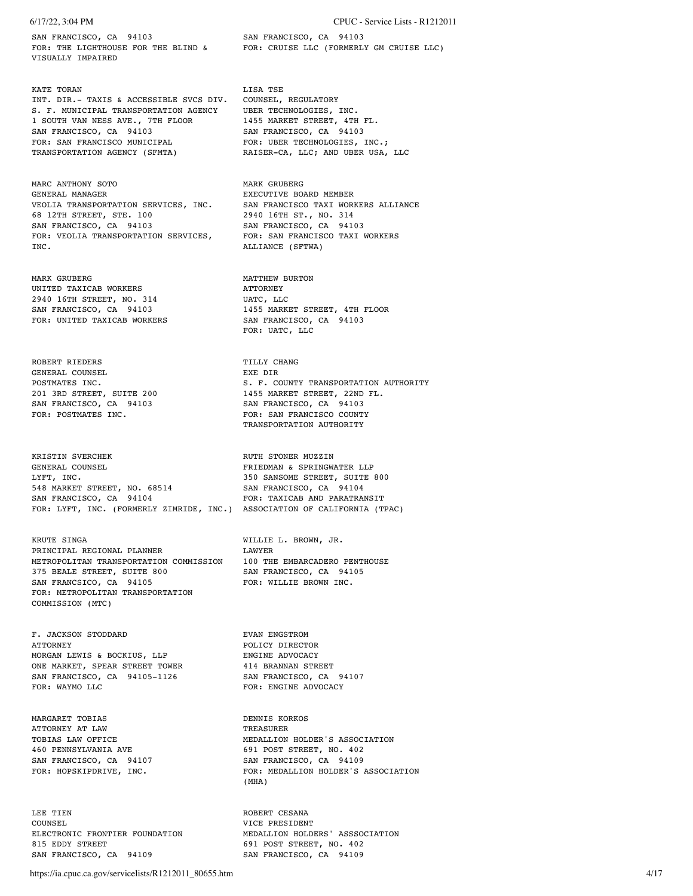SAN FRANCISCO, CA 94103
FOR: THE LIGHTHOUSE FOR THE BLIND & VISUALLY IMPAIRED

SAN FRANCISCO, CA 94103
FOR: CRUISE LLC (FORMERLY GM CRUISE LLC)

KATE TORAN
INT. DIR.- TAXIS & ACCESSIBLE SVCS DIV.
S. F. MUNICIPAL TRANSPORTATION AGENCY
1 SOUTH VAN NESS AVE., 7TH FLOOR
SAN FRANCISCO, CA 94103
FOR: SAN FRANCISCO MUNICIPAL TRANSPORTATION AGENCY (SFMTA)

LISA TSE
COUNSEL, REGULATORY
UBER TECHNOLOGIES, INC.
1455 MARKET STREET, 4TH FL.
SAN FRANCISCO, CA 94103
FOR: UBER TECHNOLOGIES, INC.; RAISER-CA, LLC; AND UBER USA, LLC

MARC ANTHONY SOTO
GENERAL MANAGER
VEOLIA TRANSPORTATION SERVICES, INC.
68 12TH STREET, STE. 100
SAN FRANCISCO, CA 94103
FOR: VEOLIA TRANSPORTATION SERVICES, INC.

MARK GRUBERG
EXECUTIVE BOARD MEMBER
SAN FRANCISCO TAXI WORKERS ALLIANCE
2940 16TH ST., NO. 314
SAN FRANCISCO, CA 94103
FOR: SAN FRANCISCO TAXI WORKERS ALLIANCE (SFTWA)

MARK GRUBERG
UNITED TAXICAB WORKERS
2940 16TH STREET, NO. 314
SAN FRANCISCO, CA 94103
FOR: UNITED TAXICAB WORKERS

MATTHEW BURTON
ATTORNEY
UATC, LLC
1455 MARKET STREET, 4TH FLOOR
SAN FRANCISCO, CA 94103
FOR: UATC, LLC

ROBERT RIEDERS
GENERAL COUNSEL
POSTMATES INC.
201 3RD STREET, SUITE 200
SAN FRANCISCO, CA 94103
FOR: POSTMATES INC.

TILLY CHANG
EXE DIR
S. F. COUNTY TRANSPORTATION AUTHORITY
1455 MARKET STREET, 22ND FL.
SAN FRANCISCO, CA 94103
FOR: SAN FRANCISCO COUNTY TRANSPORTATION AUTHORITY

KRISTIN SVERCHEK
GENERAL COUNSEL
LYFT, INC.
548 MARKET STREET, NO. 68514
SAN FRANCISCO, CA 94104
FOR: LYFT, INC. (FORMERLY ZIMRIDE, INC.)

RUTH STONER MUZZIN
FRIEDMAN & SPRINGWATER LLP
350 SANSOME STREET, SUITE 800
SAN FRANCISCO, CA 94104
FOR: TAXICAB AND PARATRANSIT ASSOCIATION OF CALIFORNIA (TPAC)

KRUTE SINGA
PRINCIPAL REGIONAL PLANNER
METROPOLITAN TRANSPORTATION COMMISSION
375 BEALE STREET, SUITE 800
SAN FRANCSICO, CA 94105
FOR: METROPOLITAN TRANSPORTATION COMMISSION (MTC)

WILLIE L. BROWN, JR.
LAWYER
100 THE EMBARCADERO PENTHOUSE
SAN FRANCISCO, CA 94105
FOR: WILLIE BROWN INC.

F. JACKSON STODDARD
ATTORNEY
MORGAN LEWIS & BOCKIUS, LLP
ONE MARKET, SPEAR STREET TOWER
SAN FRANCISCO, CA 94105-1126
FOR: WAYMO LLC

EVAN ENGSTROM
POLICY DIRECTOR
ENGINE ADVOCACY
414 BRANNAN STREET
SAN FRANCISCO, CA 94107
FOR: ENGINE ADVOCACY

MARGARET TOBIAS
ATTORNEY AT LAW
TOBIAS LAW OFFICE
460 PENNSYLVANIA AVE
SAN FRANCISCO, CA 94107
FOR: HOPSKIPDRIVE, INC.

DENNIS KORKOS
TREASURER
MEDALLION HOLDER'S ASSOCIATION
691 POST STREET, NO. 402
SAN FRANCISCO, CA 94109
FOR: MEDALLION HOLDER'S ASSOCIATION (MHA)

LEE TIEN
COUNSEL
ELECTRONIC FRONTIER FOUNDATION
815 EDDY STREET
SAN FRANCISCO, CA 94109

ROBERT CESANA
VICE PRESIDENT
MEDALLION HOLDERS' ASSSOCIATION
691 POST STREET, NO. 402
SAN FRANCISCO, CA 94109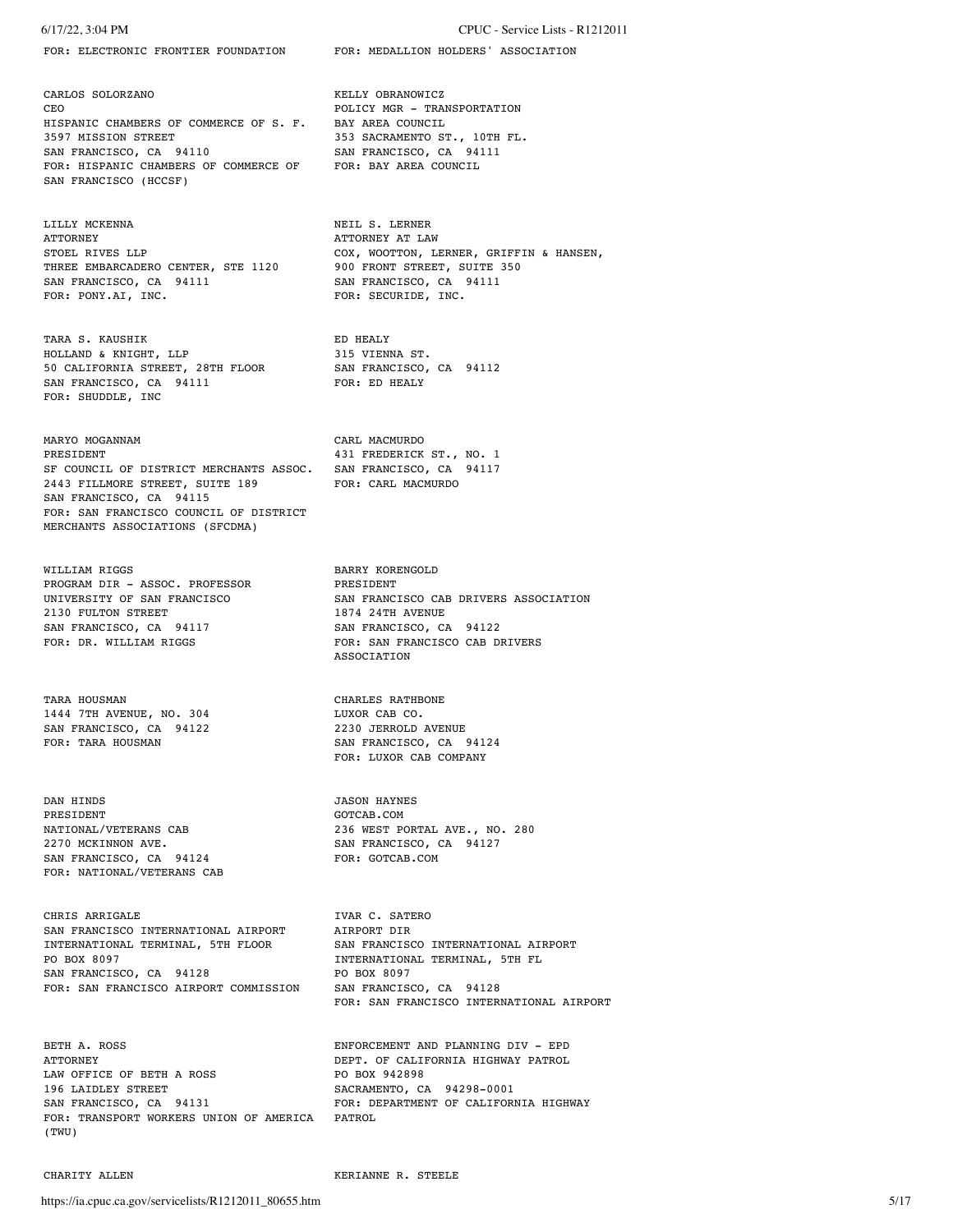FOR: ELECTRONIC FRONTIER FOUNDATION

FOR: MEDALLION HOLDERS' ASSOCIATION

CARLOS SOLORZANO
CEO
HISPANIC CHAMBERS OF COMMERCE OF S. F.
3597 MISSION STREET
SAN FRANCISCO, CA 94110
FOR: HISPANIC CHAMBERS OF COMMERCE OF SAN FRANCISCO (HCCSF)

KELLY OBRANOWICZ
POLICY MGR - TRANSPORTATION
BAY AREA COUNCIL
353 SACRAMENTO ST., 10TH FL.
SAN FRANCISCO, CA 94111
FOR: BAY AREA COUNCIL

LILLY MCKENNA
ATTORNEY
STOEL RIVES LLP
THREE EMBARCADERO CENTER, STE 1120
SAN FRANCISCO, CA 94111
FOR: PONY.AI, INC.

NEIL S. LERNER
ATTORNEY AT LAW
COX, WOOTTON, LERNER, GRIFFIN & HANSEN,
900 FRONT STREET, SUITE 350
SAN FRANCISCO, CA 94111
FOR: SECURIDE, INC.

TARA S. KAUSHIK
HOLLAND & KNIGHT, LLP
50 CALIFORNIA STREET, 28TH FLOOR
SAN FRANCISCO, CA 94111
FOR: SHUDDLE, INC

ED HEALY
315 VIENNA ST.
SAN FRANCISCO, CA 94112
FOR: ED HEALY

MARYO MOGANNAM
PRESIDENT
SF COUNCIL OF DISTRICT MERCHANTS ASSOC.
2443 FILLMORE STREET, SUITE 189
SAN FRANCISCO, CA 94115
FOR: SAN FRANCISCO COUNCIL OF DISTRICT MERCHANTS ASSOCIATIONS (SFCDMA)

CARL MACMURDO
431 FREDERICK ST., NO. 1
SAN FRANCISCO, CA 94117
FOR: CARL MACMURDO

WILLIAM RIGGS
PROGRAM DIR - ASSOC. PROFESSOR
UNIVERSITY OF SAN FRANCISCO
2130 FULTON STREET
SAN FRANCISCO, CA 94117
FOR: DR. WILLIAM RIGGS

BARRY KORENGOLD
PRESIDENT
SAN FRANCISCO CAB DRIVERS ASSOCIATION
1874 24TH AVENUE
SAN FRANCISCO, CA 94122
FOR: SAN FRANCISCO CAB DRIVERS ASSOCIATION

TARA HOUSMAN
1444 7TH AVENUE, NO. 304
SAN FRANCISCO, CA 94122
FOR: TARA HOUSMAN

CHARLES RATHBONE
LUXOR CAB CO.
2230 JERROLD AVENUE
SAN FRANCISCO, CA 94124
FOR: LUXOR CAB COMPANY

DAN HINDS
PRESIDENT
NATIONAL/VETERANS CAB
2270 MCKINNON AVE.
SAN FRANCISCO, CA 94124
FOR: NATIONAL/VETERANS CAB

JASON HAYNES
GOTCAB.COM
236 WEST PORTAL AVE., NO. 280
SAN FRANCISCO, CA 94127
FOR: GOTCAB.COM

CHRIS ARRIGALE
SAN FRANCISCO INTERNATIONAL AIRPORT
INTERNATIONAL TERMINAL, 5TH FLOOR
PO BOX 8097
SAN FRANCISCO, CA 94128
FOR: SAN FRANCISCO AIRPORT COMMISSION

IVAR C. SATERO
AIRPORT DIR
SAN FRANCISCO INTERNATIONAL AIRPORT
INTERNATIONAL TERMINAL, 5TH FL
PO BOX 8097
SAN FRANCISCO, CA 94128
FOR: SAN FRANCISCO INTERNATIONAL AIRPORT

BETH A. ROSS
ATTORNEY
LAW OFFICE OF BETH A ROSS
196 LAIDLEY STREET
SAN FRANCISCO, CA 94131
FOR: TRANSPORT WORKERS UNION OF AMERICA (TWU)

ENFORCEMENT AND PLANNING DIV - EPD
DEPT. OF CALIFORNIA HIGHWAY PATROL
PO BOX 942898
SACRAMENTO, CA 94298-0001
FOR: DEPARTMENT OF CALIFORNIA HIGHWAY PATROL

CHARITY ALLEN

KERIANNE R. STEELE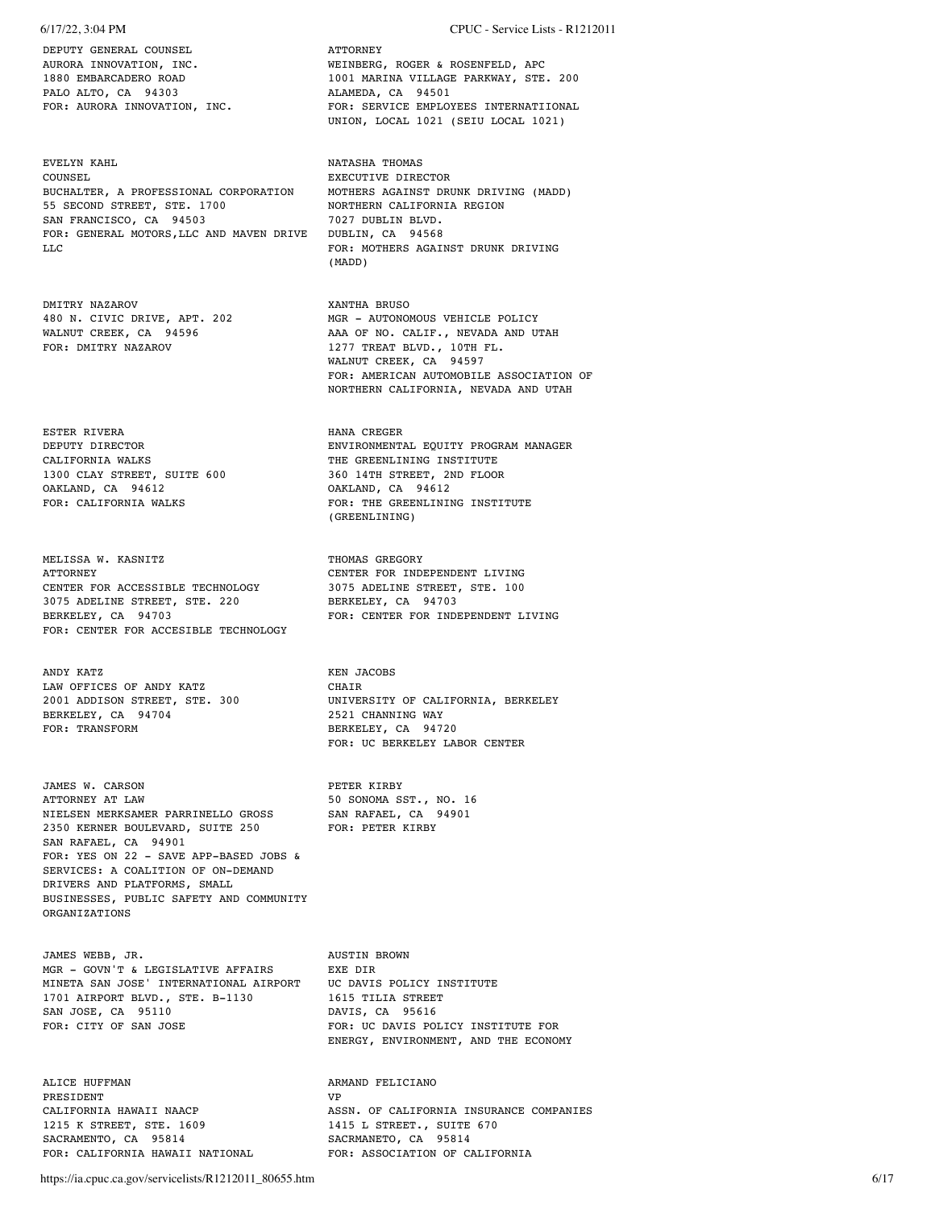DEPUTY GENERAL COUNSEL
AURORA INNOVATION, INC.
1880 EMBARCADERO ROAD
PALO ALTO, CA 94303
FOR: AURORA INNOVATION, INC.

ATTORNEY
WEINBERG, ROGER & ROSENFELD, APC
1001 MARINA VILLAGE PARKWAY, STE. 200
ALAMEDA, CA 94501
FOR: SERVICE EMPLOYEES INTERNATIIONAL UNION, LOCAL 1021 (SEIU LOCAL 1021)

EVELYN KAHL
COUNSEL
BUCHALTER, A PROFESSIONAL CORPORATION
55 SECOND STREET, STE. 1700
SAN FRANCISCO, CA 94503
FOR: GENERAL MOTORS,LLC AND MAVEN DRIVE LLC

NATASHA THOMAS
EXECUTIVE DIRECTOR
MOTHERS AGAINST DRUNK DRIVING (MADD)
NORTHERN CALIFORNIA REGION
7027 DUBLIN BLVD.
DUBLIN, CA 94568
FOR: MOTHERS AGAINST DRUNK DRIVING (MADD)

DMITRY NAZAROV
480 N. CIVIC DRIVE, APT. 202
WALNUT CREEK, CA 94596
FOR: DMITRY NAZAROV

XANTHA BRUSO
MGR - AUTONOMOUS VEHICLE POLICY
AAA OF NO. CALIF., NEVADA AND UTAH
1277 TREAT BLVD., 10TH FL.
WALNUT CREEK, CA 94597
FOR: AMERICAN AUTOMOBILE ASSOCIATION OF NORTHERN CALIFORNIA, NEVADA AND UTAH

ESTER RIVERA
DEPUTY DIRECTOR
CALIFORNIA WALKS
1300 CLAY STREET, SUITE 600
OAKLAND, CA 94612
FOR: CALIFORNIA WALKS

HANA CREGER
ENVIRONMENTAL EQUITY PROGRAM MANAGER
THE GREENLINING INSTITUTE
360 14TH STREET, 2ND FLOOR
OAKLAND, CA 94612
FOR: THE GREENLINING INSTITUTE (GREENLINING)

MELISSA W. KASNITZ
ATTORNEY
CENTER FOR ACCESSIBLE TECHNOLOGY
3075 ADELINE STREET, STE. 220
BERKELEY, CA 94703
FOR: CENTER FOR ACCESIBLE TECHNOLOGY

THOMAS GREGORY
CENTER FOR INDEPENDENT LIVING
3075 ADELINE STREET, STE. 100
BERKELEY, CA 94703
FOR: CENTER FOR INDEPENDENT LIVING

ANDY KATZ
LAW OFFICES OF ANDY KATZ
2001 ADDISON STREET, STE. 300
BERKELEY, CA 94704
FOR: TRANSFORM

KEN JACOBS
CHAIR
UNIVERSITY OF CALIFORNIA, BERKELEY
2521 CHANNING WAY
BERKELEY, CA 94720
FOR: UC BERKELEY LABOR CENTER

JAMES W. CARSON
ATTORNEY AT LAW
NIELSEN MERKSAMER PARRINELLO GROSS
2350 KERNER BOULEVARD, SUITE 250
SAN RAFAEL, CA 94901
FOR: YES ON 22 - SAVE APP-BASED JOBS & SERVICES: A COALITION OF ON-DEMAND DRIVERS AND PLATFORMS, SMALL BUSINESSES, PUBLIC SAFETY AND COMMUNITY ORGANIZATIONS

PETER KIRBY
50 SONOMA SST., NO. 16
SAN RAFAEL, CA 94901
FOR: PETER KIRBY

JAMES WEBB, JR.
MGR - GOVN'T & LEGISLATIVE AFFAIRS
MINETA SAN JOSE' INTERNATIONAL AIRPORT
1701 AIRPORT BLVD., STE. B-1130
SAN JOSE, CA 95110
FOR: CITY OF SAN JOSE

AUSTIN BROWN
EXE DIR
UC DAVIS POLICY INSTITUTE
1615 TILIA STREET
DAVIS, CA 95616
FOR: UC DAVIS POLICY INSTITUTE FOR ENERGY, ENVIRONMENT, AND THE ECONOMY

ALICE HUFFMAN
PRESIDENT
CALIFORNIA HAWAII NAACP
1215 K STREET, STE. 1609
SACRAMENTO, CA 95814
FOR: CALIFORNIA HAWAII NATIONAL

ARMAND FELICIANO
VP
ASSN. OF CALIFORNIA INSURANCE COMPANIES
1415 L STREET., SUITE 670
SACRMANETO, CA 95814
FOR: ASSOCIATION OF CALIFORNIA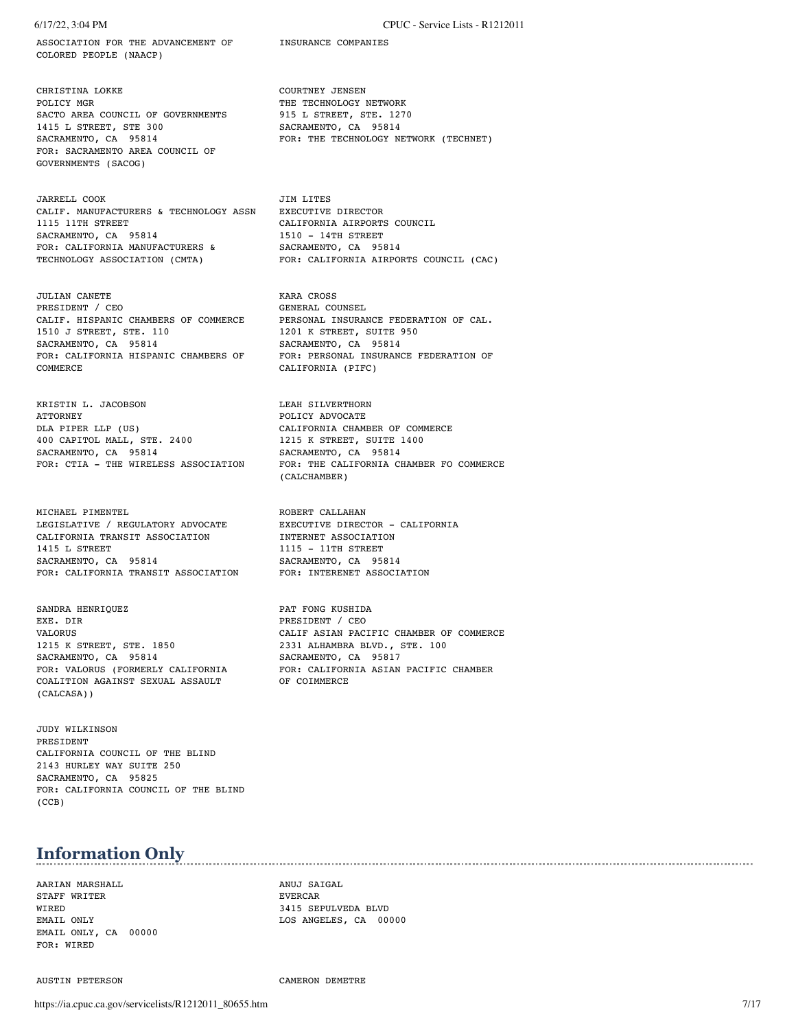ASSOCIATION FOR THE ADVANCEMENT OF COLORED PEOPLE (NAACP)

INSURANCE COMPANIES

CHRISTINA LOKKE
POLICY MGR
SACTO AREA COUNCIL OF GOVERNMENTS
1415 L STREET, STE 300
SACRAMENTO, CA 95814
FOR: SACRAMENTO AREA COUNCIL OF GOVERNMENTS (SACOG)

COURTNEY JENSEN
THE TECHNOLOGY NETWORK
915 L STREET, STE. 1270
SACRAMENTO, CA 95814
FOR: THE TECHNOLOGY NETWORK (TECHNET)

JARRELL COOK
CALIF. MANUFACTURERS & TECHNOLOGY ASSN
1115 11TH STREET
SACRAMENTO, CA 95814
FOR: CALIFORNIA MANUFACTURERS & TECHNOLOGY ASSOCIATION (CMTA)

JIM LITES
EXECUTIVE DIRECTOR
CALIFORNIA AIRPORTS COUNCIL
1510 - 14TH STREET
SACRAMENTO, CA 95814
FOR: CALIFORNIA AIRPORTS COUNCIL (CAC)

JULIAN CANETE
PRESIDENT / CEO
CALIF. HISPANIC CHAMBERS OF COMMERCE
1510 J STREET, STE. 110
SACRAMENTO, CA 95814
FOR: CALIFORNIA HISPANIC CHAMBERS OF COMMERCE

KARA CROSS
GENERAL COUNSEL
PERSONAL INSURANCE FEDERATION OF CAL.
1201 K STREET, SUITE 950
SACRAMENTO, CA 95814
FOR: PERSONAL INSURANCE FEDERATION OF CALIFORNIA (PIFC)

KRISTIN L. JACOBSON
ATTORNEY
DLA PIPER LLP (US)
400 CAPITOL MALL, STE. 2400
SACRAMENTO, CA 95814
FOR: CTIA - THE WIRELESS ASSOCIATION

LEAH SILVERTHORN
POLICY ADVOCATE
CALIFORNIA CHAMBER OF COMMERCE
1215 K STREET, SUITE 1400
SACRAMENTO, CA 95814
FOR: THE CALIFORNIA CHAMBER FO COMMERCE (CALCHAMBER)

MICHAEL PIMENTEL
LEGISLATIVE / REGULATORY ADVOCATE
CALIFORNIA TRANSIT ASSOCIATION
1415 L STREET
SACRAMENTO, CA 95814
FOR: CALIFORNIA TRANSIT ASSOCIATION

ROBERT CALLAHAN
EXECUTIVE DIRECTOR - CALIFORNIA
INTERNET ASSOCIATION
1115 - 11TH STREET
SACRAMENTO, CA 95814
FOR: INTERENET ASSOCIATION

SANDRA HENRIQUEZ
EXE. DIR
VALORUS
1215 K STREET, STE. 1850
SACRAMENTO, CA 95814
FOR: VALORUS (FORMERLY CALIFORNIA COALITION AGAINST SEXUAL ASSAULT (CALCASA))

PAT FONG KUSHIDA
PRESIDENT / CEO
CALIF ASIAN PACIFIC CHAMBER OF COMMERCE
2331 ALHAMBRA BLVD., STE. 100
SACRAMENTO, CA 95817
FOR: CALIFORNIA ASIAN PACIFIC CHAMBER OF COIMMERCE

JUDY WILKINSON
PRESIDENT
CALIFORNIA COUNCIL OF THE BLIND
2143 HURLEY WAY SUITE 250
SACRAMENTO, CA 95825
FOR: CALIFORNIA COUNCIL OF THE BLIND (CCB)

## Information Only

AARIAN MARSHALL
STAFF WRITER
WIRED
EMAIL ONLY
EMAIL ONLY, CA 00000
FOR: WIRED

ANUJ SAIGAL
EVERCAR
3415 SEPULVEDA BLVD
LOS ANGELES, CA 00000

AUSTIN PETERSON

CAMERON DEMETRE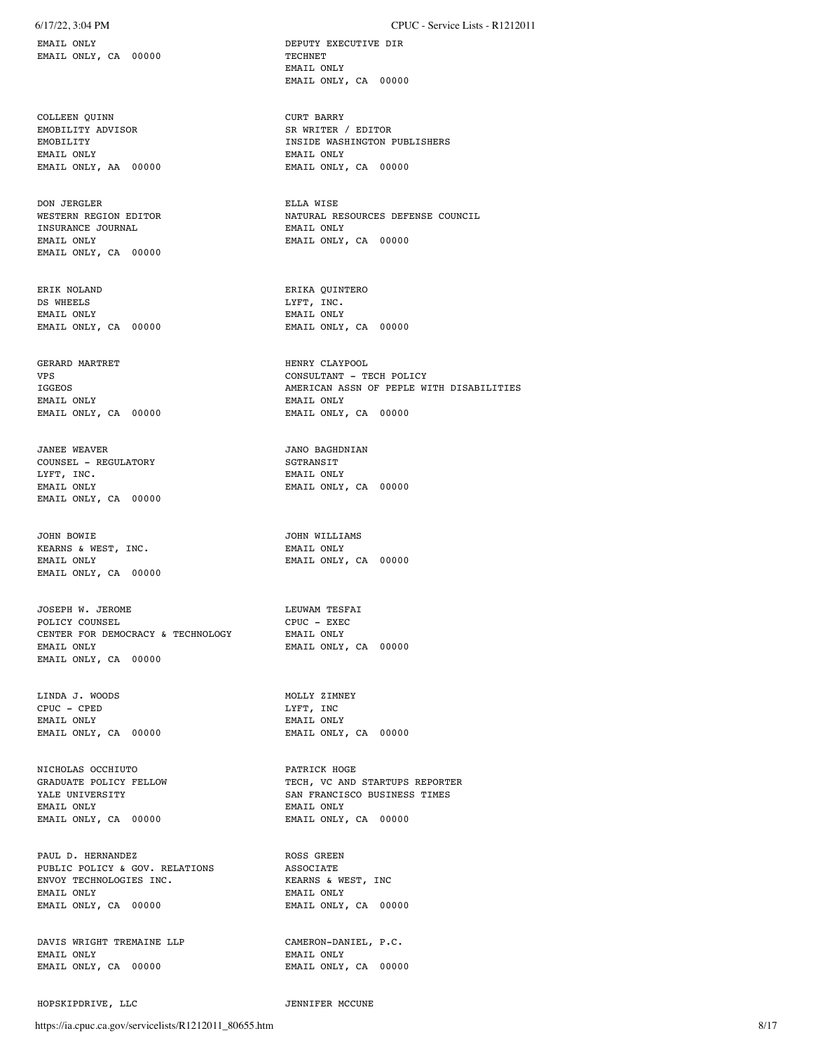EMAIL ONLY
EMAIL ONLY, CA 00000

DEPUTY EXECUTIVE DIR
TECHNET
EMAIL ONLY
EMAIL ONLY, CA 00000

COLLEEN QUINN
EMOBILITY ADVISOR
EMOBILITY
EMAIL ONLY
EMAIL ONLY, AA 00000

CURT BARRY
SR WRITER / EDITOR
INSIDE WASHINGTON PUBLISHERS
EMAIL ONLY
EMAIL ONLY, CA 00000

DON JERGLER
WESTERN REGION EDITOR
INSURANCE JOURNAL
EMAIL ONLY
EMAIL ONLY, CA 00000

ELLA WISE
NATURAL RESOURCES DEFENSE COUNCIL
EMAIL ONLY
EMAIL ONLY, CA 00000

ERIK NOLAND
DS WHEELS
EMAIL ONLY
EMAIL ONLY, CA 00000

ERIKA QUINTERO
LYFT, INC.
EMAIL ONLY
EMAIL ONLY, CA 00000

GERARD MARTRET
VPS
IGGEOS
EMAIL ONLY
EMAIL ONLY, CA 00000

HENRY CLAYPOOL
CONSULTANT - TECH POLICY
AMERICAN ASSN OF PEPLE WITH DISABILITIES
EMAIL ONLY
EMAIL ONLY, CA 00000

JANEE WEAVER
COUNSEL - REGULATORY
LYFT, INC.
EMAIL ONLY
EMAIL ONLY, CA 00000

JANO BAGHDNIAN
SGTRANSIT
EMAIL ONLY
EMAIL ONLY, CA 00000

JOHN BOWIE
KEARNS & WEST, INC.
EMAIL ONLY
EMAIL ONLY, CA 00000

JOHN WILLIAMS
EMAIL ONLY
EMAIL ONLY, CA 00000

JOSEPH W. JEROME
POLICY COUNSEL
CENTER FOR DEMOCRACY & TECHNOLOGY
EMAIL ONLY
EMAIL ONLY, CA 00000

LEUWAM TESFAI
CPUC - EXEC
EMAIL ONLY
EMAIL ONLY, CA 00000

LINDA J. WOODS
CPUC - CPED
EMAIL ONLY
EMAIL ONLY, CA 00000

MOLLY ZIMNEY
LYFT, INC
EMAIL ONLY
EMAIL ONLY, CA 00000

NICHOLAS OCCHIUTO
GRADUATE POLICY FELLOW
YALE UNIVERSITY
EMAIL ONLY
EMAIL ONLY, CA 00000

PATRICK HOGE
TECH, VC AND STARTUPS REPORTER
SAN FRANCISCO BUSINESS TIMES
EMAIL ONLY
EMAIL ONLY, CA 00000

PAUL D. HERNANDEZ
PUBLIC POLICY & GOV. RELATIONS
ENVOY TECHNOLOGIES INC.
EMAIL ONLY
EMAIL ONLY, CA 00000

ROSS GREEN
ASSOCIATE
KEARNS & WEST, INC
EMAIL ONLY
EMAIL ONLY, CA 00000

DAVIS WRIGHT TREMAINE LLP
EMAIL ONLY
EMAIL ONLY, CA 00000

CAMERON-DANIEL, P.C.
EMAIL ONLY
EMAIL ONLY, CA 00000

HOPSKIPDRIVE, LLC

JENNIFER MCCUNE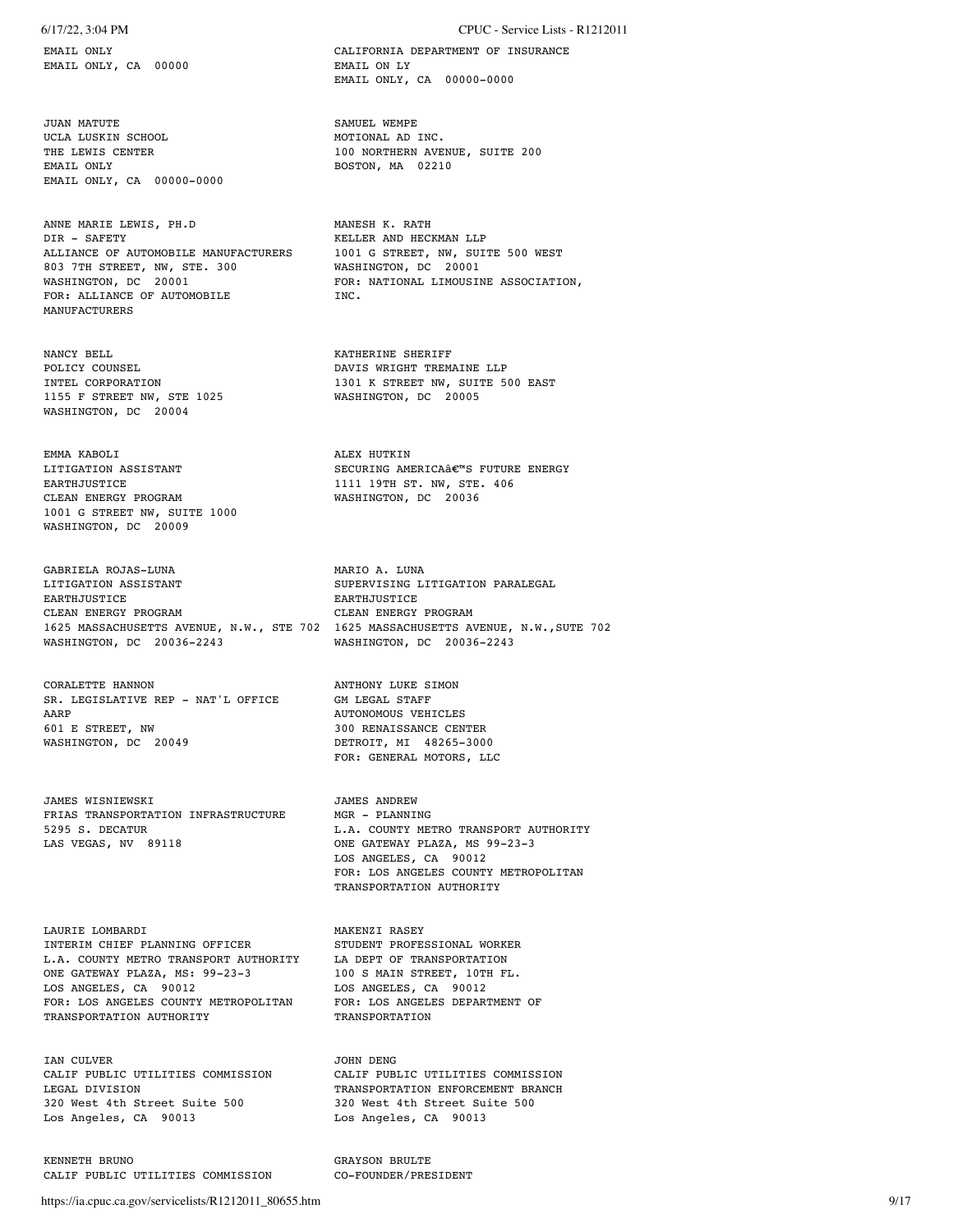EMAIL ONLY
EMAIL ONLY, CA 00000

CALIFORNIA DEPARTMENT OF INSURANCE
EMAIL ON LY
EMAIL ONLY, CA 00000-0000

JUAN MATUTE
UCLA LUSKIN SCHOOL
THE LEWIS CENTER
EMAIL ONLY
EMAIL ONLY, CA 00000-0000

SAMUEL WEMPE
MOTIONAL AD INC.
100 NORTHERN AVENUE, SUITE 200
BOSTON, MA 02210

ANNE MARIE LEWIS, PH.D
DIR - SAFETY
ALLIANCE OF AUTOMOBILE MANUFACTURERS
803 7TH STREET, NW, STE. 300
WASHINGTON, DC 20001
FOR: ALLIANCE OF AUTOMOBILE MANUFACTURERS

MANESH K. RATH
KELLER AND HECKMAN LLP
1001 G STREET, NW, SUITE 500 WEST
WASHINGTON, DC 20001
FOR: NATIONAL LIMOUSINE ASSOCIATION, INC.

NANCY BELL
POLICY COUNSEL
INTEL CORPORATION
1155 F STREET NW, STE 1025
WASHINGTON, DC 20004

KATHERINE SHERIFF
DAVIS WRIGHT TREMAINE LLP
1301 K STREET NW, SUITE 500 EAST
WASHINGTON, DC 20005

EMMA KABOLI
LITIGATION ASSISTANT
EARTHJUSTICE
CLEAN ENERGY PROGRAM
1001 G STREET NW, SUITE 1000
WASHINGTON, DC 20009

ALEX HUTKIN
SECURING AMERICAâ€™S FUTURE ENERGY
1111 19TH ST. NW, STE. 406
WASHINGTON, DC 20036

GABRIELA ROJAS-LUNA
LITIGATION ASSISTANT
EARTHJUSTICE
CLEAN ENERGY PROGRAM
1625 MASSACHUSETTS AVENUE, N.W., STE 702
WASHINGTON, DC 20036-2243

MARIO A. LUNA
SUPERVISING LITIGATION PARALEGAL
EARTHJUSTICE
CLEAN ENERGY PROGRAM
1625 MASSACHUSETTS AVENUE, N.W.,SUTE 702
WASHINGTON, DC 20036-2243

CORALETTE HANNON
SR. LEGISLATIVE REP - NAT'L OFFICE
AARP
601 E STREET, NW
WASHINGTON, DC 20049

ANTHONY LUKE SIMON
GM LEGAL STAFF
AUTONOMOUS VEHICLES
300 RENAISSANCE CENTER
DETROIT, MI 48265-3000
FOR: GENERAL MOTORS, LLC

JAMES WISNIEWSKI
FRIAS TRANSPORTATION INFRASTRUCTURE
5295 S. DECATUR
LAS VEGAS, NV 89118

JAMES ANDREW
MGR - PLANNING
L.A. COUNTY METRO TRANSPORT AUTHORITY
ONE GATEWAY PLAZA, MS 99-23-3
LOS ANGELES, CA 90012
FOR: LOS ANGELES COUNTY METROPOLITAN TRANSPORTATION AUTHORITY

LAURIE LOMBARDI
INTERIM CHIEF PLANNING OFFICER
L.A. COUNTY METRO TRANSPORT AUTHORITY
ONE GATEWAY PLAZA, MS: 99-23-3
LOS ANGELES, CA 90012
FOR: LOS ANGELES COUNTY METROPOLITAN TRANSPORTATION AUTHORITY

MAKENZI RASEY
STUDENT PROFESSIONAL WORKER
LA DEPT OF TRANSPORTATION
100 S MAIN STREET, 10TH FL.
LOS ANGELES, CA 90012
FOR: LOS ANGELES DEPARTMENT OF TRANSPORTATION

IAN CULVER
CALIF PUBLIC UTILITIES COMMISSION
LEGAL DIVISION
320 West 4th Street Suite 500
Los Angeles, CA 90013

JOHN DENG
CALIF PUBLIC UTILITIES COMMISSION
TRANSPORTATION ENFORCEMENT BRANCH
320 West 4th Street Suite 500
Los Angeles, CA 90013

KENNETH BRUNO
CALIF PUBLIC UTILITIES COMMISSION

GRAYSON BRULTE
CO-FOUNDER/PRESIDENT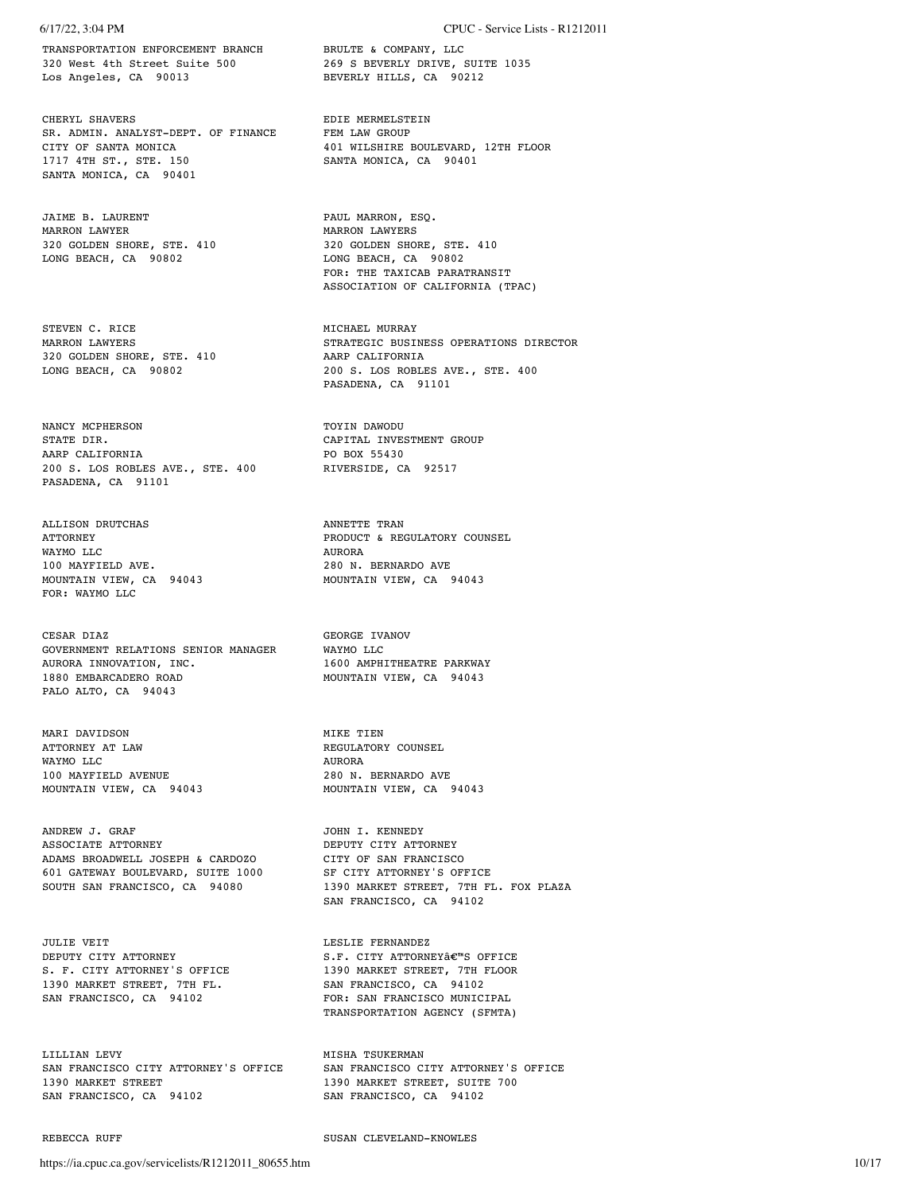TRANSPORTATION ENFORCEMENT BRANCH
320 West 4th Street Suite 500
Los Angeles, CA 90013

BRULTE & COMPANY, LLC
269 S BEVERLY DRIVE, SUITE 1035
BEVERLY HILLS, CA 90212

CHERYL SHAVERS
SR. ADMIN. ANALYST-DEPT. OF FINANCE
CITY OF SANTA MONICA
1717 4TH ST., STE. 150
SANTA MONICA, CA 90401

EDIE MERMELSTEIN
FEM LAW GROUP
401 WILSHIRE BOULEVARD, 12TH FLOOR
SANTA MONICA, CA 90401

JAIME B. LAURENT
MARRON LAWYER
320 GOLDEN SHORE, STE. 410
LONG BEACH, CA 90802

PAUL MARRON, ESQ.
MARRON LAWYERS
320 GOLDEN SHORE, STE. 410
LONG BEACH, CA 90802
FOR: THE TAXICAB PARATRANSIT ASSOCIATION OF CALIFORNIA (TPAC)

STEVEN C. RICE
MARRON LAWYERS
320 GOLDEN SHORE, STE. 410
LONG BEACH, CA 90802

MICHAEL MURRAY
STRATEGIC BUSINESS OPERATIONS DIRECTOR
AARP CALIFORNIA
200 S. LOS ROBLES AVE., STE. 400
PASADENA, CA 91101

NANCY MCPHERSON
STATE DIR.
AARP CALIFORNIA
200 S. LOS ROBLES AVE., STE. 400
PASADENA, CA 91101

TOYIN DAWODU
CAPITAL INVESTMENT GROUP
PO BOX 55430
RIVERSIDE, CA 92517

ALLISON DRUTCHAS
ATTORNEY
WAYMO LLC
100 MAYFIELD AVE.
MOUNTAIN VIEW, CA 94043
FOR: WAYMO LLC

ANNETTE TRAN
PRODUCT & REGULATORY COUNSEL
AURORA
280 N. BERNARDO AVE
MOUNTAIN VIEW, CA 94043

CESAR DIAZ
GOVERNMENT RELATIONS SENIOR MANAGER
AURORA INNOVATION, INC.
1880 EMBARCADERO ROAD
PALO ALTO, CA 94043

GEORGE IVANOV
WAYMO LLC
1600 AMPHITHEATRE PARKWAY
MOUNTAIN VIEW, CA 94043

MARI DAVIDSON
ATTORNEY AT LAW
WAYMO LLC
100 MAYFIELD AVENUE
MOUNTAIN VIEW, CA 94043

MIKE TIEN
REGULATORY COUNSEL
AURORA
280 N. BERNARDO AVE
MOUNTAIN VIEW, CA 94043

ANDREW J. GRAF
ASSOCIATE ATTORNEY
ADAMS BROADWELL JOSEPH & CARDOZO
601 GATEWAY BOULEVARD, SUITE 1000
SOUTH SAN FRANCISCO, CA 94080

JOHN I. KENNEDY
DEPUTY CITY ATTORNEY
CITY OF SAN FRANCISCO
SF CITY ATTORNEY'S OFFICE
1390 MARKET STREET, 7TH FL. FOX PLAZA
SAN FRANCISCO, CA 94102

JULIE VEIT
DEPUTY CITY ATTORNEY
S. F. CITY ATTORNEY'S OFFICE
1390 MARKET STREET, 7TH FL.
SAN FRANCISCO, CA 94102

LESLIE FERNANDEZ
S.F. CITY ATTORNEYâ€™S OFFICE
1390 MARKET STREET, 7TH FLOOR
SAN FRANCISCO, CA 94102
FOR: SAN FRANCISCO MUNICIPAL TRANSPORTATION AGENCY (SFMTA)

LILLIAN LEVY
SAN FRANCISCO CITY ATTORNEY'S OFFICE
1390 MARKET STREET
SAN FRANCISCO, CA 94102

MISHA TSUKERMAN
SAN FRANCISCO CITY ATTORNEY'S OFFICE
1390 MARKET STREET, SUITE 700
SAN FRANCISCO, CA 94102

REBECCA RUFF

SUSAN CLEVELAND-KNOWLES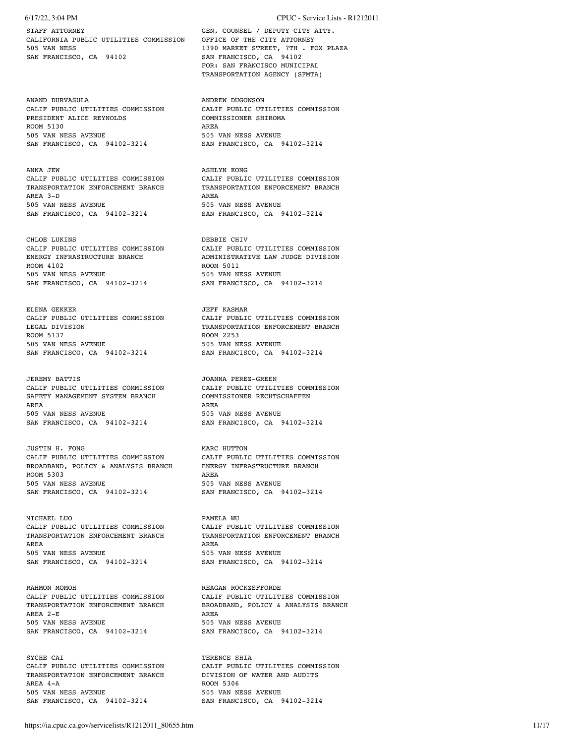STAFF ATTORNEY
CALIFORNIA PUBLIC UTILITIES COMMISSION
505 VAN NESS
SAN FRANCISCO, CA 94102

GEN. COUNSEL / DEPUTY CITY ATTY.
OFFICE OF THE CITY ATTORNEY
1390 MARKET STREET, 7TH . FOX PLAZA
SAN FRANCISCO, CA 94102
FOR: SAN FRANCISCO MUNICIPAL TRANSPORTATION AGENCY (SFMTA)

ANAND DURVASULA
CALIF PUBLIC UTILITIES COMMISSION
PRESIDENT ALICE REYNOLDS
ROOM 5130
505 VAN NESS AVENUE
SAN FRANCISCO, CA 94102-3214

ANDREW DUGOWSON
CALIF PUBLIC UTILITIES COMMISSION
COMMISSIONER SHIROMA
AREA
505 VAN NESS AVENUE
SAN FRANCISCO, CA 94102-3214

ANNA JEW
CALIF PUBLIC UTILITIES COMMISSION
TRANSPORTATION ENFORCEMENT BRANCH
AREA 3-D
505 VAN NESS AVENUE
SAN FRANCISCO, CA 94102-3214

ASHLYN KONG
CALIF PUBLIC UTILITIES COMMISSION
TRANSPORTATION ENFORCEMENT BRANCH
AREA
505 VAN NESS AVENUE
SAN FRANCISCO, CA 94102-3214

CHLOE LUKINS
CALIF PUBLIC UTILITIES COMMISSION
ENERGY INFRASTRUCTURE BRANCH
ROOM 4102
505 VAN NESS AVENUE
SAN FRANCISCO, CA 94102-3214

DEBBIE CHIV
CALIF PUBLIC UTILITIES COMMISSION
ADMINISTRATIVE LAW JUDGE DIVISION
ROOM 5011
505 VAN NESS AVENUE
SAN FRANCISCO, CA 94102-3214

ELENA GEKKER
CALIF PUBLIC UTILITIES COMMISSION
LEGAL DIVISION
ROOM 5137
505 VAN NESS AVENUE
SAN FRANCISCO, CA 94102-3214

JEFF KASMAR
CALIF PUBLIC UTILITIES COMMISSION
TRANSPORTATION ENFORCEMENT BRANCH
ROOM 2253
505 VAN NESS AVENUE
SAN FRANCISCO, CA 94102-3214

JEREMY BATTIS
CALIF PUBLIC UTILITIES COMMISSION
SAFETY MANAGEMENT SYSTEM BRANCH
AREA
505 VAN NESS AVENUE
SAN FRANCISCO, CA 94102-3214

JOANNA PEREZ-GREEN
CALIF PUBLIC UTILITIES COMMISSION
COMMISSIONER RECHTSCHAFFEN
AREA
505 VAN NESS AVENUE
SAN FRANCISCO, CA 94102-3214

JUSTIN H. FONG
CALIF PUBLIC UTILITIES COMMISSION
BROADBAND, POLICY & ANALYSIS BRANCH
ROOM 5303
505 VAN NESS AVENUE
SAN FRANCISCO, CA 94102-3214

MARC HUTTON
CALIF PUBLIC UTILITIES COMMISSION
ENERGY INFRASTRUCTURE BRANCH
AREA
505 VAN NESS AVENUE
SAN FRANCISCO, CA 94102-3214

MICHAEL LUO
CALIF PUBLIC UTILITIES COMMISSION
TRANSPORTATION ENFORCEMENT BRANCH
AREA
505 VAN NESS AVENUE
SAN FRANCISCO, CA 94102-3214

PAMELA WU
CALIF PUBLIC UTILITIES COMMISSION
TRANSPORTATION ENFORCEMENT BRANCH
AREA
505 VAN NESS AVENUE
SAN FRANCISCO, CA 94102-3214

RAHMON MOMOH
CALIF PUBLIC UTILITIES COMMISSION
TRANSPORTATION ENFORCEMENT BRANCH
AREA 2-E
505 VAN NESS AVENUE
SAN FRANCISCO, CA 94102-3214

REAGAN ROCKZSFFORDE
CALIF PUBLIC UTILITIES COMMISSION
BROADBAND, POLICY & ANALYSIS BRANCH
AREA
505 VAN NESS AVENUE
SAN FRANCISCO, CA 94102-3214

SYCHE CAI
CALIF PUBLIC UTILITIES COMMISSION
TRANSPORTATION ENFORCEMENT BRANCH
AREA 4-A
505 VAN NESS AVENUE
SAN FRANCISCO, CA 94102-3214

TERENCE SHIA
CALIF PUBLIC UTILITIES COMMISSION
DIVISION OF WATER AND AUDITS
ROOM 5306
505 VAN NESS AVENUE
SAN FRANCISCO, CA 94102-3214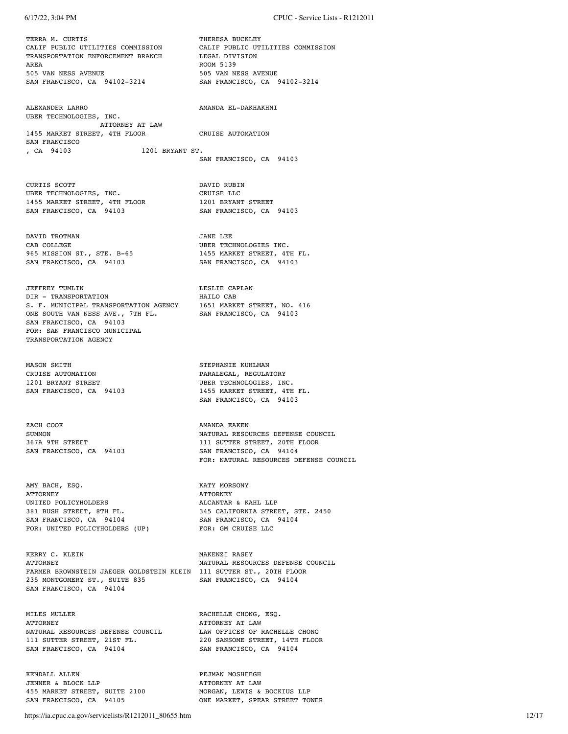TERRA M. CURTIS
CALIF PUBLIC UTILITIES COMMISSION
TRANSPORTATION ENFORCEMENT BRANCH
AREA
505 VAN NESS AVENUE
SAN FRANCISCO, CA 94102-3214

THERESA BUCKLEY
CALIF PUBLIC UTILITIES COMMISSION
LEGAL DIVISION
ROOM 5139
505 VAN NESS AVENUE
SAN FRANCISCO, CA 94102-3214

ALEXANDER LARRO
UBER TECHNOLOGIES, INC.
1455 MARKET STREET, 4TH FLOOR
SAN FRANCISCO
, CA 94103

AMANDA EL-DAKHAKHNI
ATTORNEY AT LAW
CRUISE AUTOMATION
1201 BRYANT ST.
SAN FRANCISCO, CA 94103

CURTIS SCOTT
UBER TECHNOLOGIES, INC.
1455 MARKET STREET, 4TH FLOOR
SAN FRANCISCO, CA 94103

DAVID RUBIN
CRUISE LLC
1201 BRYANT STREET
SAN FRANCISCO, CA 94103

DAVID TROTMAN
CAB COLLEGE
965 MISSION ST., STE. B-65
SAN FRANCISCO, CA 94103

JANE LEE
UBER TECHNOLOGIES INC.
1455 MARKET STREET, 4TH FL.
SAN FRANCISCO, CA 94103

JEFFREY TUMLIN
DIR - TRANSPORTATION
S. F. MUNICIPAL TRANSPORTATION AGENCY
ONE SOUTH VAN NESS AVE., 7TH FL.
SAN FRANCISCO, CA 94103
FOR: SAN FRANCISCO MUNICIPAL TRANSPORTATION AGENCY

LESLIE CAPLAN
HAILO CAB
1651 MARKET STREET, NO. 416
SAN FRANCISCO, CA 94103

MASON SMITH
CRUISE AUTOMATION
1201 BRYANT STREET
SAN FRANCISCO, CA 94103

STEPHANIE KUHLMAN
PARALEGAL, REGULATORY
UBER TECHNOLOGIES, INC.
1455 MARKET STREET, 4TH FL.
SAN FRANCISCO, CA 94103

ZACH COOK
SUMMON
367A 9TH STREET
SAN FRANCISCO, CA 94103

AMANDA EAKEN
NATURAL RESOURCES DEFENSE COUNCIL
111 SUTTER STREET, 20TH FLOOR
SAN FRANCISCO, CA 94104
FOR: NATURAL RESOURCES DEFENSE COUNCIL

AMY BACH, ESQ.
ATTORNEY
UNITED POLICYHOLDERS
381 BUSH STREET, 8TH FL.
SAN FRANCISCO, CA 94104
FOR: UNITED POLICYHOLDERS (UP)

KATY MORSONY
ATTORNEY
ALCANTAR & KAHL LLP
345 CALIFORNIA STREET, STE. 2450
SAN FRANCISCO, CA 94104
FOR: GM CRUISE LLC

KERRY C. KLEIN
ATTORNEY
FARMER BROWNSTEIN JAEGER GOLDSTEIN KLEIN
235 MONTGOMERY ST., SUITE 835
SAN FRANCISCO, CA 94104

MAKENZI RASEY
NATURAL RESOURCES DEFENSE COUNCIL
111 SUTTER ST., 20TH FLOOR
SAN FRANCISCO, CA 94104

MILES MULLER
ATTORNEY
NATURAL RESOURCES DEFENSE COUNCIL
111 SUTTER STREET, 21ST FL.
SAN FRANCISCO, CA 94104

RACHELLE CHONG, ESQ.
ATTORNEY AT LAW
LAW OFFICES OF RACHELLE CHONG
220 SANSOME STREET, 14TH FLOOR
SAN FRANCISCO, CA 94104

KENDALL ALLEN
JENNER & BLOCK LLP
455 MARKET STREET, SUITE 2100
SAN FRANCISCO, CA 94105

PEJMAN MOSHFEGH
ATTORNEY AT LAW
MORGAN, LEWIS & BOCKIUS LLP
ONE MARKET, SPEAR STREET TOWER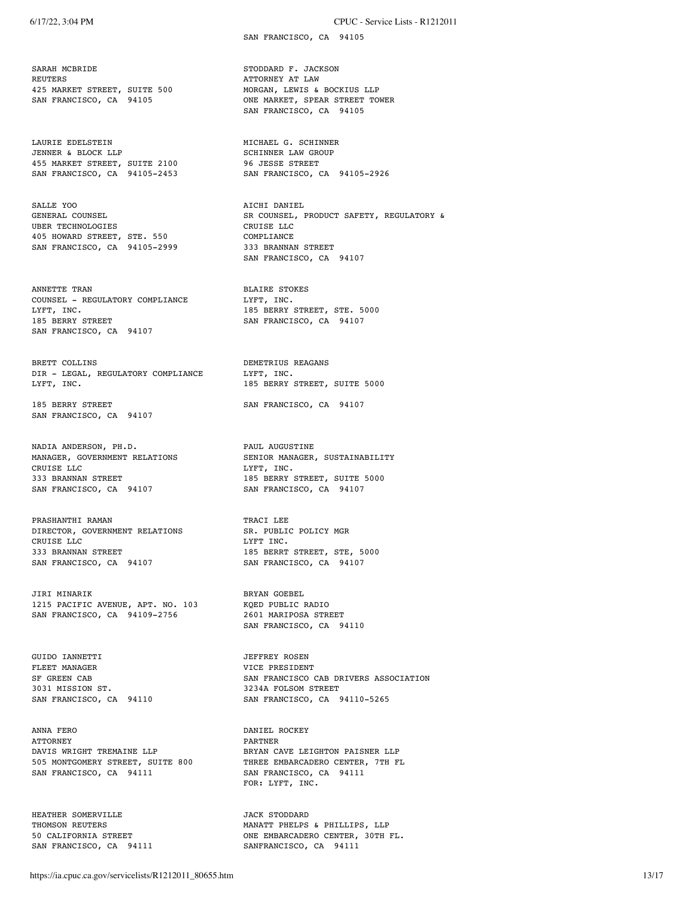SAN FRANCISCO, CA 94105

SARAH MCBRIDE
REUTERS
425 MARKET STREET, SUITE 500
SAN FRANCISCO, CA 94105

STODDARD F. JACKSON
ATTORNEY AT LAW
MORGAN, LEWIS & BOCKIUS LLP
ONE MARKET, SPEAR STREET TOWER
SAN FRANCISCO, CA 94105

LAURIE EDELSTEIN
JENNER & BLOCK LLP
455 MARKET STREET, SUITE 2100
SAN FRANCISCO, CA 94105-2453

MICHAEL G. SCHINNER
SCHINNER LAW GROUP
96 JESSE STREET
SAN FRANCISCO, CA 94105-2926

SALLE YOO
GENERAL COUNSEL
UBER TECHNOLOGIES
405 HOWARD STREET, STE. 550
SAN FRANCISCO, CA 94105-2999

AICHI DANIEL
SR COUNSEL, PRODUCT SAFETY, REGULATORY & COMPLIANCE
CRUISE LLC
333 BRANNAN STREET
SAN FRANCISCO, CA 94107

ANNETTE TRAN
COUNSEL - REGULATORY COMPLIANCE
LYFT, INC.
185 BERRY STREET
SAN FRANCISCO, CA 94107

BLAIRE STOKES
LYFT, INC.
185 BERRY STREET, STE. 5000
SAN FRANCISCO, CA 94107

BRETT COLLINS
DIR - LEGAL, REGULATORY COMPLIANCE
LYFT, INC.
185 BERRY STREET
SAN FRANCISCO, CA 94107

DEMETRIUS REAGANS
LYFT, INC.
185 BERRY STREET, SUITE 5000
SAN FRANCISCO, CA 94107

NADIA ANDERSON, PH.D.
MANAGER, GOVERNMENT RELATIONS
CRUISE LLC
333 BRANNAN STREET
SAN FRANCISCO, CA 94107

PAUL AUGUSTINE
SENIOR MANAGER, SUSTAINABILITY
LYFT, INC.
185 BERRY STREET, SUITE 5000
SAN FRANCISCO, CA 94107

PRASHANTHI RAMAN
DIRECTOR, GOVERNMENT RELATIONS
CRUISE LLC
333 BRANNAN STREET
SAN FRANCISCO, CA 94107

TRACI LEE
SR. PUBLIC POLICY MGR
LYFT INC.
185 BERRT STREET, STE, 5000
SAN FRANCISCO, CA 94107

JIRI MINARIK
1215 PACIFIC AVENUE, APT. NO. 103
SAN FRANCISCO, CA 94109-2756

BRYAN GOEBEL
KQED PUBLIC RADIO
2601 MARIPOSA STREET
SAN FRANCISCO, CA 94110

GUIDO IANNETTI
FLEET MANAGER
SF GREEN CAB
3031 MISSION ST.
SAN FRANCISCO, CA 94110

JEFFREY ROSEN
VICE PRESIDENT
SAN FRANCISCO CAB DRIVERS ASSOCIATION
3234A FOLSOM STREET
SAN FRANCISCO, CA 94110-5265

ANNA FERO
ATTORNEY
DAVIS WRIGHT TREMAINE LLP
505 MONTGOMERY STREET, SUITE 800
SAN FRANCISCO, CA 94111

DANIEL ROCKEY
PARTNER
BRYAN CAVE LEIGHTON PAISNER LLP
THREE EMBARCADERO CENTER, 7TH FL
SAN FRANCISCO, CA 94111
FOR: LYFT, INC.

HEATHER SOMERVILLE
THOMSON REUTERS
50 CALIFORNIA STREET
SAN FRANCISCO, CA 94111

JACK STODDARD
MANATT PHELPS & PHILLIPS, LLP
ONE EMBARCADERO CENTER, 30TH FL.
SANFRANCISCO, CA 94111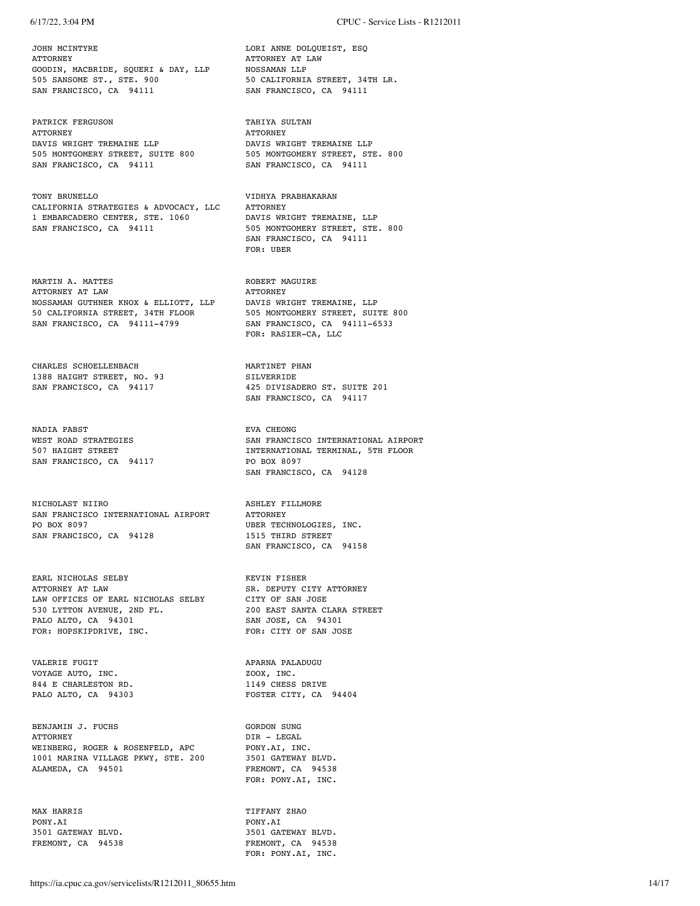JOHN MCINTYRE
ATTORNEY
GOODIN, MACBRIDE, SQUERI & DAY, LLP
505 SANSOME ST., STE. 900
SAN FRANCISCO, CA 94111

LORI ANNE DOLQUEIST, ESQ
ATTORNEY AT LAW
NOSSAMAN LLP
50 CALIFORNIA STREET, 34TH LR.
SAN FRANCISCO, CA 94111

PATRICK FERGUSON
ATTORNEY
DAVIS WRIGHT TREMAINE LLP
505 MONTGOMERY STREET, SUITE 800
SAN FRANCISCO, CA 94111

TAHIYA SULTAN
ATTORNEY
DAVIS WRIGHT TREMAINE LLP
505 MONTGOMERY STREET, STE. 800
SAN FRANCISCO, CA 94111

TONY BRUNELLO
CALIFORNIA STRATEGIES & ADVOCACY, LLC
1 EMBARCADERO CENTER, STE. 1060
SAN FRANCISCO, CA 94111

VIDHYA PRABHAKARAN
ATTORNEY
DAVIS WRIGHT TREMAINE, LLP
505 MONTGOMERY STREET, STE. 800
SAN FRANCISCO, CA 94111
FOR: UBER

MARTIN A. MATTES
ATTORNEY AT LAW
NOSSAMAN GUTHNER KNOX & ELLIOTT, LLP
50 CALIFORNIA STREET, 34TH FLOOR
SAN FRANCISCO, CA 94111-4799

ROBERT MAGUIRE
ATTORNEY
DAVIS WRIGHT TREMAINE, LLP
505 MONTGOMERY STREET, SUITE 800
SAN FRANCISCO, CA 94111-6533
FOR: RASIER-CA, LLC

CHARLES SCHOELLENBACH
1388 HAIGHT STREET, NO. 93
SAN FRANCISCO, CA 94117

MARTINET PHAN
SILVERRIDE
425 DIVISADERO ST. SUITE 201
SAN FRANCISCO, CA 94117

NADIA PABST
WEST ROAD STRATEGIES
507 HAIGHT STREET
SAN FRANCISCO, CA 94117

EVA CHEONG
SAN FRANCISCO INTERNATIONAL AIRPORT
INTERNATIONAL TERMINAL, 5TH FLOOR
PO BOX 8097
SAN FRANCISCO, CA 94128

NICHOLAST NIIRO
SAN FRANCISCO INTERNATIONAL AIRPORT
PO BOX 8097
SAN FRANCISCO, CA 94128

ASHLEY FILLMORE
ATTORNEY
UBER TECHNOLOGIES, INC.
1515 THIRD STREET
SAN FRANCISCO, CA 94158

EARL NICHOLAS SELBY
ATTORNEY AT LAW
LAW OFFICES OF EARL NICHOLAS SELBY
530 LYTTON AVENUE, 2ND FL.
PALO ALTO, CA 94301
FOR: HOPSKIPDRIVE, INC.

KEVIN FISHER
SR. DEPUTY CITY ATTORNEY
CITY OF SAN JOSE
200 EAST SANTA CLARA STREET
SAN JOSE, CA 94301
FOR: CITY OF SAN JOSE

VALERIE FUGIT
VOYAGE AUTO, INC.
844 E CHARLESTON RD.
PALO ALTO, CA 94303

APARNA PALADUGU
ZOOX, INC.
1149 CHESS DRIVE
FOSTER CITY, CA 94404

BENJAMIN J. FUCHS
ATTORNEY
WEINBERG, ROGER & ROSENFELD, APC
1001 MARINA VILLAGE PKWY, STE. 200
ALAMEDA, CA 94501

GORDON SUNG
DIR - LEGAL
PONY.AI, INC.
3501 GATEWAY BLVD.
FREMONT, CA 94538
FOR: PONY.AI, INC.

MAX HARRIS
PONY.AI
3501 GATEWAY BLVD.
FREMONT, CA 94538

TIFFANY ZHAO
PONY.AI
3501 GATEWAY BLVD.
FREMONT, CA 94538
FOR: PONY.AI, INC.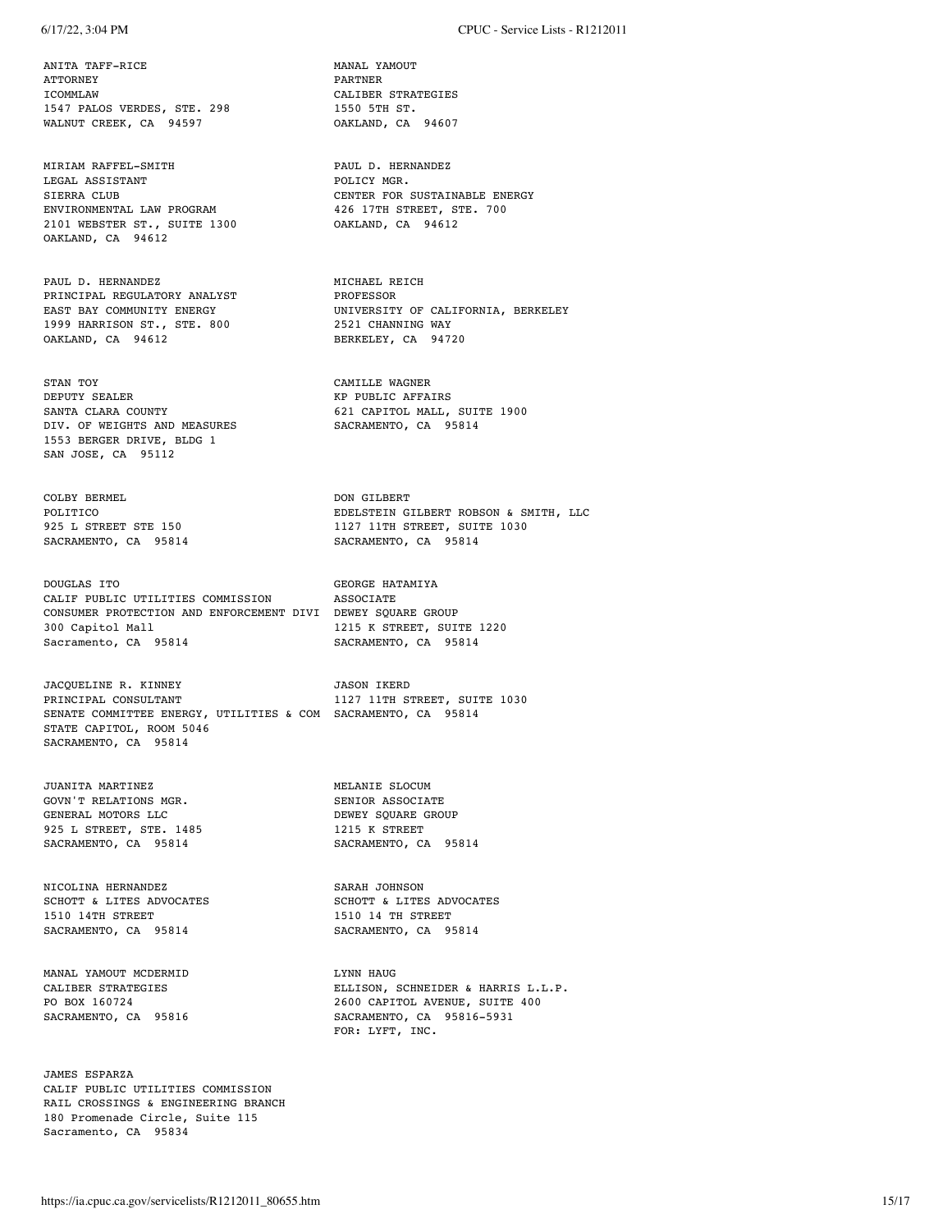ANITA TAFF-RICE
ATTORNEY
ICOMMLAW
1547 PALOS VERDES, STE. 298
WALNUT CREEK, CA 94597

MANAL YAMOUT
PARTNER
CALIBER STRATEGIES
1550 5TH ST.
OAKLAND, CA 94607

MIRIAM RAFFEL-SMITH
LEGAL ASSISTANT
SIERRA CLUB
ENVIRONMENTAL LAW PROGRAM
2101 WEBSTER ST., SUITE 1300
OAKLAND, CA 94612

PAUL D. HERNANDEZ
POLICY MGR.
CENTER FOR SUSTAINABLE ENERGY
426 17TH STREET, STE. 700
OAKLAND, CA 94612

PAUL D. HERNANDEZ
PRINCIPAL REGULATORY ANALYST
EAST BAY COMMUNITY ENERGY
1999 HARRISON ST., STE. 800
OAKLAND, CA 94612

MICHAEL REICH
PROFESSOR
UNIVERSITY OF CALIFORNIA, BERKELEY
2521 CHANNING WAY
BERKELEY, CA 94720

STAN TOY
DEPUTY SEALER
SANTA CLARA COUNTY
DIV. OF WEIGHTS AND MEASURES
1553 BERGER DRIVE, BLDG 1
SAN JOSE, CA 95112

CAMILLE WAGNER
KP PUBLIC AFFAIRS
621 CAPITOL MALL, SUITE 1900
SACRAMENTO, CA 95814

COLBY BERMEL
POLITICO
925 L STREET STE 150
SACRAMENTO, CA 95814

DON GILBERT
EDELSTEIN GILBERT ROBSON & SMITH, LLC
1127 11TH STREET, SUITE 1030
SACRAMENTO, CA 95814

DOUGLAS ITO
CALIF PUBLIC UTILITIES COMMISSION
CONSUMER PROTECTION AND ENFORCEMENT DIVI
300 Capitol Mall
Sacramento, CA 95814

GEORGE HATAMIYA
ASSOCIATE
DEWEY SQUARE GROUP
1215 K STREET, SUITE 1220
SACRAMENTO, CA 95814

JACQUELINE R. KINNEY
PRINCIPAL CONSULTANT
SENATE COMMITTEE ENERGY, UTILITIES & COM
STATE CAPITOL, ROOM 5046
SACRAMENTO, CA 95814

JASON IKERD
1127 11TH STREET, SUITE 1030
SACRAMENTO, CA 95814

JUANITA MARTINEZ
GOVN'T RELATIONS MGR.
GENERAL MOTORS LLC
925 L STREET, STE. 1485
SACRAMENTO, CA 95814

MELANIE SLOCUM
SENIOR ASSOCIATE
DEWEY SQUARE GROUP
1215 K STREET
SACRAMENTO, CA 95814

NICOLINA HERNANDEZ
SCHOTT & LITES ADVOCATES
1510 14TH STREET
SACRAMENTO, CA 95814

SARAH JOHNSON
SCHOTT & LITES ADVOCATES
1510 14 TH STREET
SACRAMENTO, CA 95814

MANAL YAMOUT MCDERMID
CALIBER STRATEGIES
PO BOX 160724
SACRAMENTO, CA 95816

LYNN HAUG
ELLISON, SCHNEIDER & HARRIS L.L.P.
2600 CAPITOL AVENUE, SUITE 400
SACRAMENTO, CA 95816-5931
FOR: LYFT, INC.

JAMES ESPARZA
CALIF PUBLIC UTILITIES COMMISSION
RAIL CROSSINGS & ENGINEERING BRANCH
180 Promenade Circle, Suite 115
Sacramento, CA 95834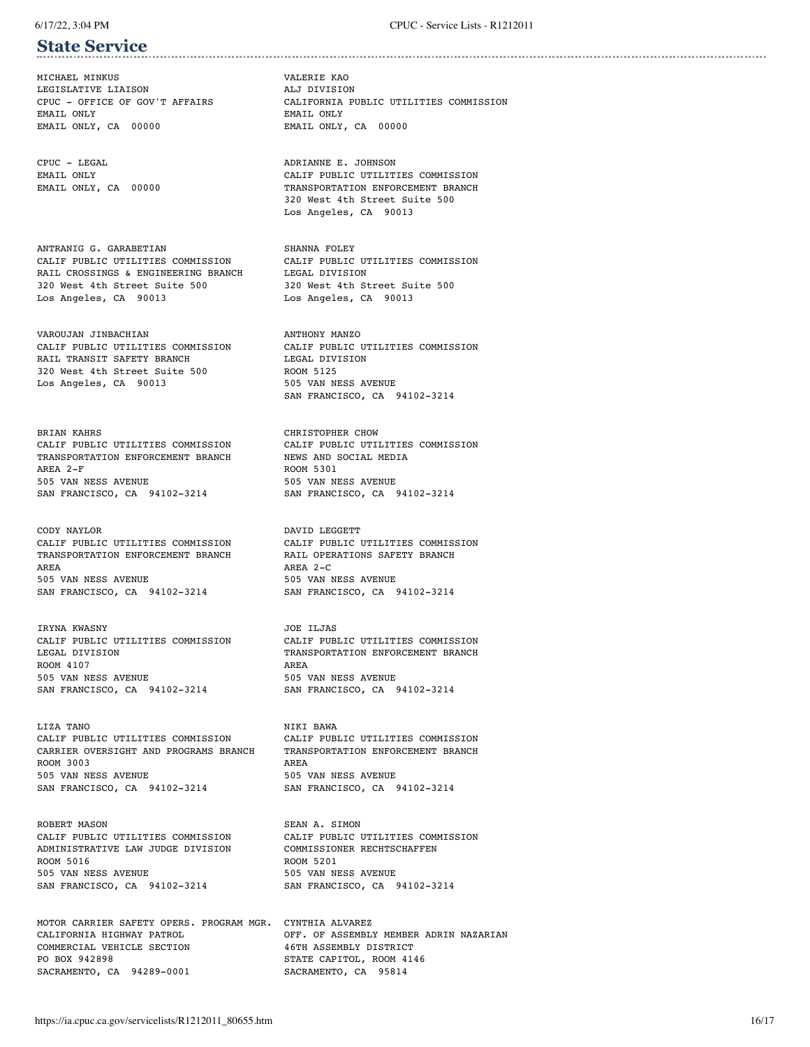## State Service

MICHAEL MINKUS
LEGISLATIVE LIAISON
CPUC - OFFICE OF GOV'T AFFAIRS
EMAIL ONLY
EMAIL ONLY, CA 00000

VALERIE KAO
ALJ DIVISION
CALIFORNIA PUBLIC UTILITIES COMMISSION
EMAIL ONLY
EMAIL ONLY, CA 00000

CPUC - LEGAL
EMAIL ONLY
EMAIL ONLY, CA 00000

ADRIANNE E. JOHNSON
CALIF PUBLIC UTILITIES COMMISSION
TRANSPORTATION ENFORCEMENT BRANCH
320 West 4th Street Suite 500
Los Angeles, CA 90013

ANTRANIG G. GARABETIAN
CALIF PUBLIC UTILITIES COMMISSION
RAIL CROSSINGS & ENGINEERING BRANCH
320 West 4th Street Suite 500
Los Angeles, CA 90013

SHANNA FOLEY
CALIF PUBLIC UTILITIES COMMISSION
LEGAL DIVISION
320 West 4th Street Suite 500
Los Angeles, CA 90013

VAROUJAN JINBACHIAN
CALIF PUBLIC UTILITIES COMMISSION
RAIL TRANSIT SAFETY BRANCH
320 West 4th Street Suite 500
Los Angeles, CA 90013

ANTHONY MANZO
CALIF PUBLIC UTILITIES COMMISSION
LEGAL DIVISION
ROOM 5125
505 VAN NESS AVENUE
SAN FRANCISCO, CA 94102-3214

BRIAN KAHRS
CALIF PUBLIC UTILITIES COMMISSION
TRANSPORTATION ENFORCEMENT BRANCH
AREA 2-F
505 VAN NESS AVENUE
SAN FRANCISCO, CA 94102-3214

CHRISTOPHER CHOW
CALIF PUBLIC UTILITIES COMMISSION
NEWS AND SOCIAL MEDIA
ROOM 5301
505 VAN NESS AVENUE
SAN FRANCISCO, CA 94102-3214

CODY NAYLOR
CALIF PUBLIC UTILITIES COMMISSION
TRANSPORTATION ENFORCEMENT BRANCH
AREA
505 VAN NESS AVENUE
SAN FRANCISCO, CA 94102-3214

DAVID LEGGETT
CALIF PUBLIC UTILITIES COMMISSION
RAIL OPERATIONS SAFETY BRANCH
AREA 2-C
505 VAN NESS AVENUE
SAN FRANCISCO, CA 94102-3214

IRYNA KWASNY
CALIF PUBLIC UTILITIES COMMISSION
LEGAL DIVISION
ROOM 4107
505 VAN NESS AVENUE
SAN FRANCISCO, CA 94102-3214

JOE ILJAS
CALIF PUBLIC UTILITIES COMMISSION
TRANSPORTATION ENFORCEMENT BRANCH
AREA
505 VAN NESS AVENUE
SAN FRANCISCO, CA 94102-3214

LIZA TANO
CALIF PUBLIC UTILITIES COMMISSION
CARRIER OVERSIGHT AND PROGRAMS BRANCH
ROOM 3003
505 VAN NESS AVENUE
SAN FRANCISCO, CA 94102-3214

NIKI BAWA
CALIF PUBLIC UTILITIES COMMISSION
TRANSPORTATION ENFORCEMENT BRANCH
AREA
505 VAN NESS AVENUE
SAN FRANCISCO, CA 94102-3214

ROBERT MASON
CALIF PUBLIC UTILITIES COMMISSION
ADMINISTRATIVE LAW JUDGE DIVISION
ROOM 5016
505 VAN NESS AVENUE
SAN FRANCISCO, CA 94102-3214

SEAN A. SIMON
CALIF PUBLIC UTILITIES COMMISSION
COMMISSIONER RECHTSCHAFFEN
ROOM 5201
505 VAN NESS AVENUE
SAN FRANCISCO, CA 94102-3214

MOTOR CARRIER SAFETY OPERS. PROGRAM MGR.
CALIFORNIA HIGHWAY PATROL
COMMERCIAL VEHICLE SECTION
PO BOX 942898
SACRAMENTO, CA 94289-0001

CYNTHIA ALVAREZ
OFF. OF ASSEMBLY MEMBER ADRIN NAZARIAN
46TH ASSEMBLY DISTRICT
STATE CAPITOL, ROOM 4146
SACRAMENTO, CA 95814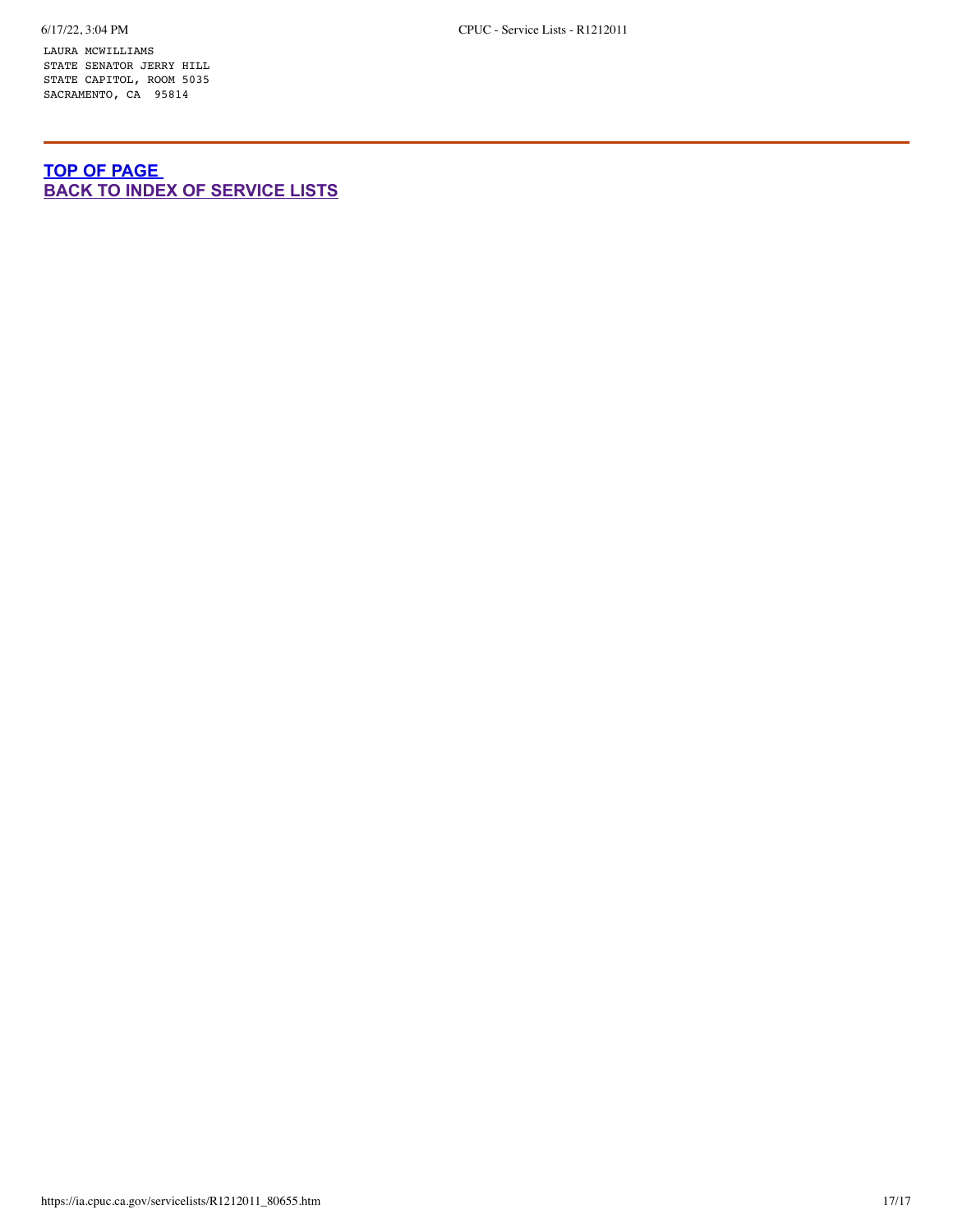LAURA MCWILLIAMS
STATE SENATOR JERRY HILL
STATE CAPITOL, ROOM 5035
SACRAMENTO, CA 95814

---

**TOP OF PAGE**
**BACK TO INDEX OF SERVICE LISTS**